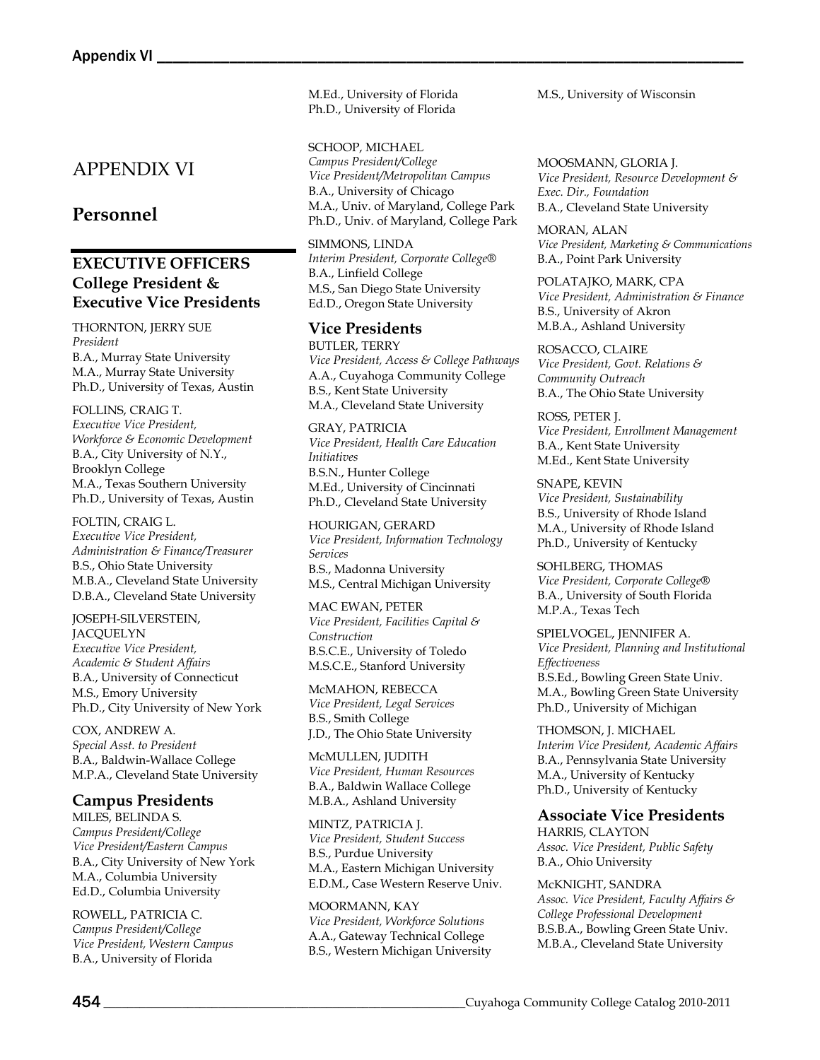# APPENDIX VI

## Personnel

### EXECUTIVE OFFICERS
### College President & Executive Vice Presidents

THORNTON, JERRY SUE
*President*
B.A., Murray State University
M.A., Murray State University
Ph.D., University of Texas, Austin

FOLLINS, CRAIG T.
*Executive Vice President, Workforce & Economic Development*
B.A., City University of N.Y., Brooklyn College
M.A., Texas Southern University
Ph.D., University of Texas, Austin

FOLTIN, CRAIG L.
*Executive Vice President, Administration & Finance/Treasurer*
B.S., Ohio State University
M.B.A., Cleveland State University
D.B.A., Cleveland State University

JOSEPH-SILVERSTEIN, JACQUELYN
*Executive Vice President, Academic & Student Affairs*
B.A., University of Connecticut
M.S., Emory University
Ph.D., City University of New York

COX, ANDREW A.
*Special Asst. to President*
B.A., Baldwin-Wallace College
M.P.A., Cleveland State University

### Campus Presidents

MILES, BELINDA S.
*Campus President/College Vice President/Eastern Campus*
B.A., City University of New York
M.A., Columbia University
Ed.D., Columbia University

ROWELL, PATRICIA C.
*Campus President/College Vice President, Western Campus*
B.A., University of Florida
M.Ed., University of Florida
Ph.D., University of Florida

SCHOOP, MICHAEL
*Campus President/College Vice President/Metropolitan Campus*
B.A., University of Chicago
M.A., Univ. of Maryland, College Park
Ph.D., Univ. of Maryland, College Park

SIMMONS, LINDA
*Interim President, Corporate College®*
B.A., Linfield College
M.S., San Diego State University
Ed.D., Oregon State University

### Vice Presidents

BUTLER, TERRY
*Vice President, Access & College Pathways*
A.A., Cuyahoga Community College
B.S., Kent State University
M.A., Cleveland State University

GRAY, PATRICIA
*Vice President, Health Care Education Initiatives*
B.S.N., Hunter College
M.Ed., University of Cincinnati
Ph.D., Cleveland State University

HOURIGAN, GERARD
*Vice President, Information Technology Services*
B.S., Madonna University
M.S., Central Michigan University

MAC EWAN, PETER
*Vice President, Facilities Capital & Construction*
B.S.C.E., University of Toledo
M.S.C.E., Stanford University

McMAHON, REBECCA
*Vice President, Legal Services*
B.S., Smith College
J.D., The Ohio State University

McMULLEN, JUDITH
*Vice President, Human Resources*
B.A., Baldwin Wallace College
M.B.A., Ashland University

MINTZ, PATRICIA J.
*Vice President, Student Success*
B.S., Purdue University
M.A., Eastern Michigan University
E.D.M., Case Western Reserve Univ.

MOORMANN, KAY
*Vice President, Workforce Solutions*
A.A., Gateway Technical College
B.S., Western Michigan University
M.S., University of Wisconsin

MOOSMANN, GLORIA J.
*Vice President, Resource Development & Exec. Dir., Foundation*
B.A., Cleveland State University

MORAN, ALAN
*Vice President, Marketing & Communications*
B.A., Point Park University

POLATAJKO, MARK, CPA
*Vice President, Administration & Finance*
B.S., University of Akron
M.B.A., Ashland University

ROSACCO, CLAIRE
*Vice President, Govt. Relations & Community Outreach*
B.A., The Ohio State University

ROSS, PETER J.
*Vice President, Enrollment Management*
B.A., Kent State University
M.Ed., Kent State University

SNAPE, KEVIN
*Vice President, Sustainability*
B.S., University of Rhode Island
M.A., University of Rhode Island
Ph.D., University of Kentucky

SOHLBERG, THOMAS
*Vice President, Corporate College®*
B.A., University of South Florida
M.P.A., Texas Tech

SPIELVOGEL, JENNIFER A.
*Vice President, Planning and Institutional Effectiveness*
B.S.Ed., Bowling Green State Univ.
M.A., Bowling Green State University
Ph.D., University of Michigan

THOMSON, J. MICHAEL
*Interim Vice President, Academic Affairs*
B.A., Pennsylvania State University
M.A., University of Kentucky
Ph.D., University of Kentucky

### Associate Vice Presidents

HARRIS, CLAYTON
*Assoc. Vice President, Public Safety*
B.A., Ohio University

McKNIGHT, SANDRA
*Assoc. Vice President, Faculty Affairs & College Professional Development*
B.S.B.A., Bowling Green State Univ.
M.B.A., Cleveland State University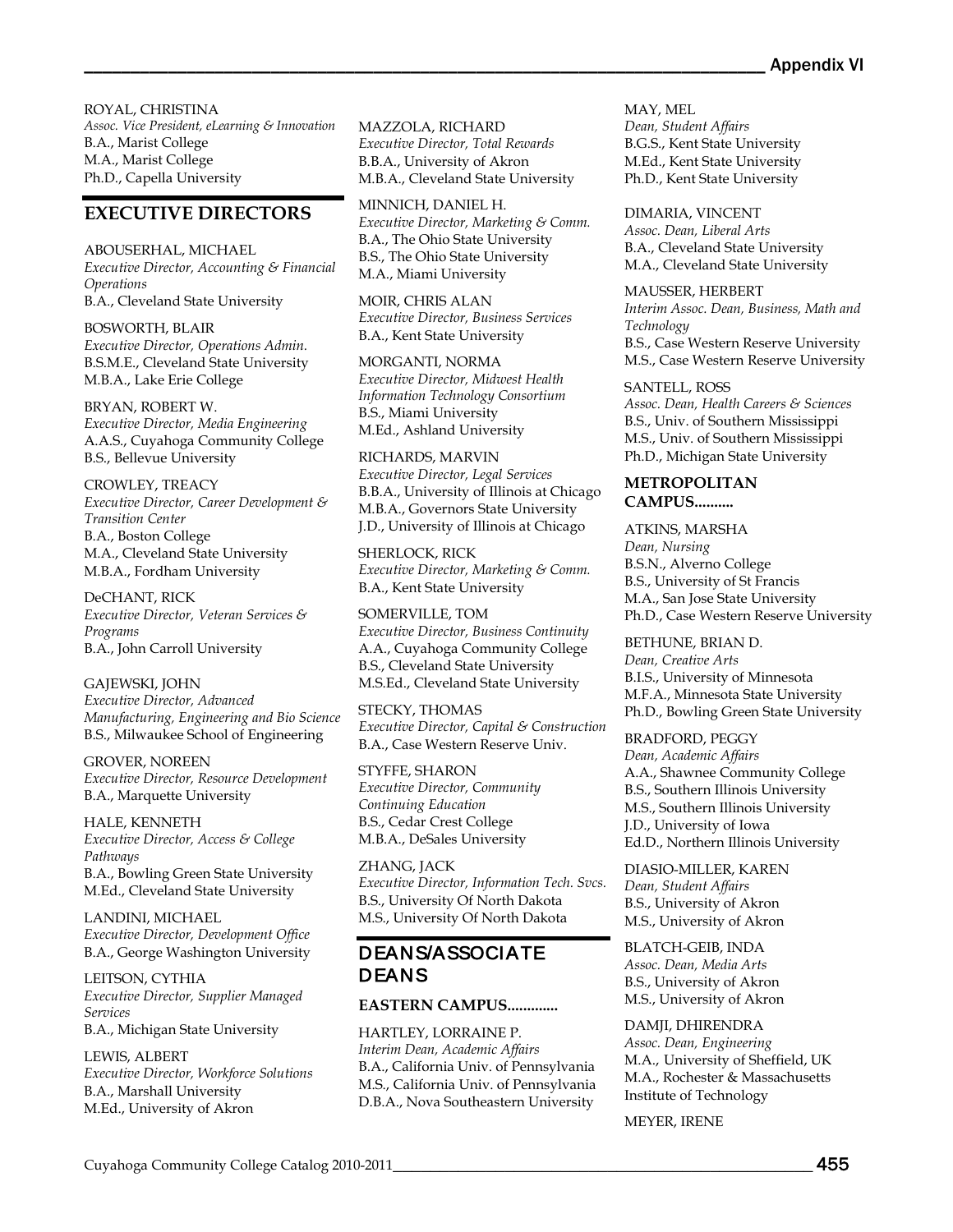ROYAL, CHRISTINA
*Assoc. Vice President, eLearning & Innovation*
B.A., Marist College
M.A., Marist College
Ph.D., Capella University

## EXECUTIVE DIRECTORS

ABOUSERHAL, MICHAEL
*Executive Director, Accounting & Financial Operations*
B.A., Cleveland State University

BOSWORTH, BLAIR
*Executive Director, Operations Admin.*
B.S.M.E., Cleveland State University
M.B.A., Lake Erie College

BRYAN, ROBERT W.
*Executive Director, Media Engineering*
A.A.S., Cuyahoga Community College
B.S., Bellevue University

CROWLEY, TREACY
*Executive Director, Career Development & Transition Center*
B.A., Boston College
M.A., Cleveland State University
M.B.A., Fordham University

DeCHANT, RICK
*Executive Director, Veteran Services & Programs*
B.A., John Carroll University

GAJEWSKI, JOHN
*Executive Director, Advanced Manufacturing, Engineering and Bio Science*
B.S., Milwaukee School of Engineering

GROVER, NOREEN
*Executive Director, Resource Development*
B.A., Marquette University

HALE, KENNETH
*Executive Director, Access & College Pathways*
B.A., Bowling Green State University
M.Ed., Cleveland State University

LANDINI, MICHAEL
*Executive Director, Development Office*
B.A., George Washington University

LEITSON, CYTHIA
*Executive Director, Supplier Managed Services*
B.A., Michigan State University

LEWIS, ALBERT
*Executive Director, Workforce Solutions*
B.A., Marshall University
M.Ed., University of Akron

MAZZOLA, RICHARD
*Executive Director, Total Rewards*
B.B.A., University of Akron
M.B.A., Cleveland State University

MINNICH, DANIEL H.
*Executive Director, Marketing & Comm.*
B.A., The Ohio State University
B.S., The Ohio State University
M.A., Miami University

MOIR, CHRIS ALAN
*Executive Director, Business Services*
B.A., Kent State University

MORGANTI, NORMA
*Executive Director, Midwest Health Information Technology Consortium*
B.S., Miami University
M.Ed., Ashland University

RICHARDS, MARVIN
*Executive Director, Legal Services*
B.B.A., University of Illinois at Chicago
M.B.A., Governors State University
J.D., University of Illinois at Chicago

SHERLOCK, RICK
*Executive Director, Marketing & Comm.*
B.A., Kent State University

SOMERVILLE, TOM
*Executive Director, Business Continuity*
A.A., Cuyahoga Community College
B.S., Cleveland State University
M.S.Ed., Cleveland State University

STECKY, THOMAS
*Executive Director, Capital & Construction*
B.A., Case Western Reserve Univ.

STYFFE, SHARON
*Executive Director, Community Continuing Education*
B.S., Cedar Crest College
M.B.A., DeSales University

ZHANG, JACK
*Executive Director, Information Tech. Svcs.*
B.S., University Of North Dakota
M.S., University Of North Dakota

## DEANS/ASSOCIATE DEANS

**EASTERN CAMPUS.............**

HARTLEY, LORRAINE P.
*Interim Dean, Academic Affairs*
B.A., California Univ. of Pennsylvania
M.S., California Univ. of Pennsylvania
D.B.A., Nova Southeastern University

MAY, MEL
*Dean, Student Affairs*
B.G.S., Kent State University
M.Ed., Kent State University
Ph.D., Kent State University

DIMARIA, VINCENT
*Assoc. Dean, Liberal Arts*
B.A., Cleveland State University
M.A., Cleveland State University

MAUSSER, HERBERT
*Interim Assoc. Dean, Business, Math and Technology*
B.S., Case Western Reserve University
M.S., Case Western Reserve University

SANTELL, ROSS
*Assoc. Dean, Health Careers & Sciences*
B.S., Univ. of Southern Mississippi
M.S., Univ. of Southern Mississippi
Ph.D., Michigan State University

**METROPOLITAN CAMPUS..........**

ATKINS, MARSHA
*Dean, Nursing*
B.S.N., Alverno College
B.S., University of St Francis
M.A., San Jose State University
Ph.D., Case Western Reserve University

BETHUNE, BRIAN D.
*Dean, Creative Arts*
B.I.S., University of Minnesota
M.F.A., Minnesota State University
Ph.D., Bowling Green State University

BRADFORD, PEGGY
*Dean, Academic Affairs*
A.A., Shawnee Community College
B.S., Southern Illinois University
M.S., Southern Illinois University
J.D., University of Iowa
Ed.D., Northern Illinois University

DIASIO-MILLER, KAREN
*Dean, Student Affairs*
B.S., University of Akron
M.S., University of Akron

BLATCH-GEIB, INDA
*Assoc. Dean, Media Arts*
B.S., University of Akron
M.S., University of Akron

DAMJI, DHIRENDRA
*Assoc. Dean, Engineering*
M.A., University of Sheffield, UK
M.A., Rochester & Massachusetts Institute of Technology

MEYER, IRENE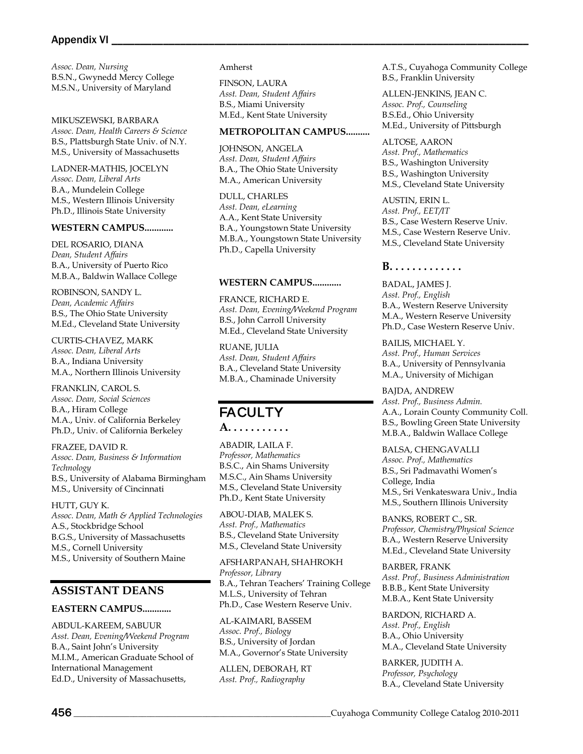*Assoc. Dean, Nursing*
B.S.N., Gwynedd Mercy College
M.S.N., University of Maryland

MIKUSZEWSKI, BARBARA
*Assoc. Dean, Health Careers & Science*
B.S., Plattsburgh State Univ. of N.Y.
M.S., University of Massachusetts

LADNER-MATHIS, JOCELYN
*Assoc. Dean, Liberal Arts*
B.A., Mundelein College
M.S., Western Illinois University
Ph.D., Illinois State University

**WESTERN CAMPUS............**

DEL ROSARIO, DIANA
*Dean, Student Affairs*
B.A., University of Puerto Rico
M.B.A., Baldwin Wallace College

ROBINSON, SANDY L.
*Dean, Academic Affairs*
B.S., The Ohio State University
M.Ed., Cleveland State University

CURTIS-CHAVEZ, MARK
*Assoc. Dean, Liberal Arts*
B.A., Indiana University
M.A., Northern Illinois University

FRANKLIN, CAROL S.
*Assoc. Dean, Social Sciences*
B.A., Hiram College
M.A., Univ. of California Berkeley
Ph.D., Univ. of California Berkeley

FRAZEE, DAVID R.
*Assoc. Dean, Business & Information Technology*
B.S., University of Alabama Birmingham
M.S., University of Cincinnati

HUTT, GUY K.
*Assoc. Dean, Math & Applied Technologies*
A.S., Stockbridge School
B.G.S., University of Massachusetts
M.S., Cornell University
M.S., University of Southern Maine

## ASSISTANT DEANS

**EASTERN CAMPUS............**

ABDUL-KAREEM, SABUUR
*Asst. Dean, Evening/Weekend Program*
B.A., Saint John's University
M.I.M., American Graduate School of International Management
Ed.D., University of Massachusetts, Amherst

FINSON, LAURA
*Asst. Dean, Student Affairs*
B.S., Miami University
M.Ed., Kent State University

**METROPOLITAN CAMPUS..........**

JOHNSON, ANGELA
*Asst. Dean, Student Affairs*
B.A., The Ohio State University
M.A., American University

DULL, CHARLES
*Asst. Dean, eLearning*
A.A., Kent State University
B.A., Youngstown State University
M.B.A., Youngstown State University
Ph.D., Capella University

**WESTERN CAMPUS............**

FRANCE, RICHARD E.
*Asst. Dean, Evening/Weekend Program*
B.S., John Carroll University
M.Ed., Cleveland State University

RUANE, JULIA
*Asst. Dean, Student Affairs*
B.A., Cleveland State University
M.B.A., Chaminade University

## FACULTY

**A. . . . . . . . . . .**

ABADIR, LAILA F.
*Professor, Mathematics*
B.S.C., Ain Shams University
M.S.C., Ain Shams University
M.S., Cleveland State University
Ph.D., Kent State University

ABOU-DIAB, MALEK S.
*Asst. Prof., Mathematics*
B.S., Cleveland State University
M.S., Cleveland State University

AFSHARPANAH, SHAHROKH
*Professor, Library*
B.A., Tehran Teachers' Training College
M.L.S., University of Tehran
Ph.D., Case Western Reserve Univ.

AL-KAIMARI, BASSEM
*Assoc. Prof., Biology*
B.S., University of Jordan
M.A., Governor's State University

ALLEN, DEBORAH, RT
*Asst. Prof., Radiography*
A.T.S., Cuyahoga Community College
B.S., Franklin University

ALLEN-JENKINS, JEAN C.
*Assoc. Prof., Counseling*
B.S.Ed., Ohio University
M.Ed., University of Pittsburgh

ALTOSE, AARON
*Asst. Prof., Mathematics*
B.S., Washington University
B.S., Washington University
M.S., Cleveland State University

AUSTIN, ERIN L.
*Asst. Prof., EET/IT*
B.S., Case Western Reserve Univ.
M.S., Case Western Reserve Univ.
M.S., Cleveland State University

**B. . . . . . . . . . . . .**

BADAL, JAMES J.
*Asst. Prof., English*
B.A., Western Reserve University
M.A., Western Reserve University
Ph.D., Case Western Reserve Univ.

BAILIS, MICHAEL Y.
*Asst. Prof., Human Services*
B.A., University of Pennsylvania
M.A., University of Michigan

BAJDA, ANDREW
*Asst. Prof., Business Admin.*
A.A., Lorain County Community Coll.
B.S., Bowling Green State University
M.B.A., Baldwin Wallace College

BALSA, CHENGAVALLI
*Assoc. Prof., Mathematics*
B.S., Sri Padmavathi Women's College, India
M.S., Sri Venkateswara Univ., India
M.S., Southern Illinois University

BANKS, ROBERT C., SR.
*Professor, Chemistry/Physical Science*
B.A., Western Reserve University
M.Ed., Cleveland State University

BARBER, FRANK
*Asst. Prof., Business Administration*
B.B.B., Kent State University
M.B.A., Kent State University

BARDON, RICHARD A.
*Asst. Prof., English*
B.A., Ohio University
M.A., Cleveland State University

BARKER, JUDITH A.
*Professor, Psychology*
B.A., Cleveland State University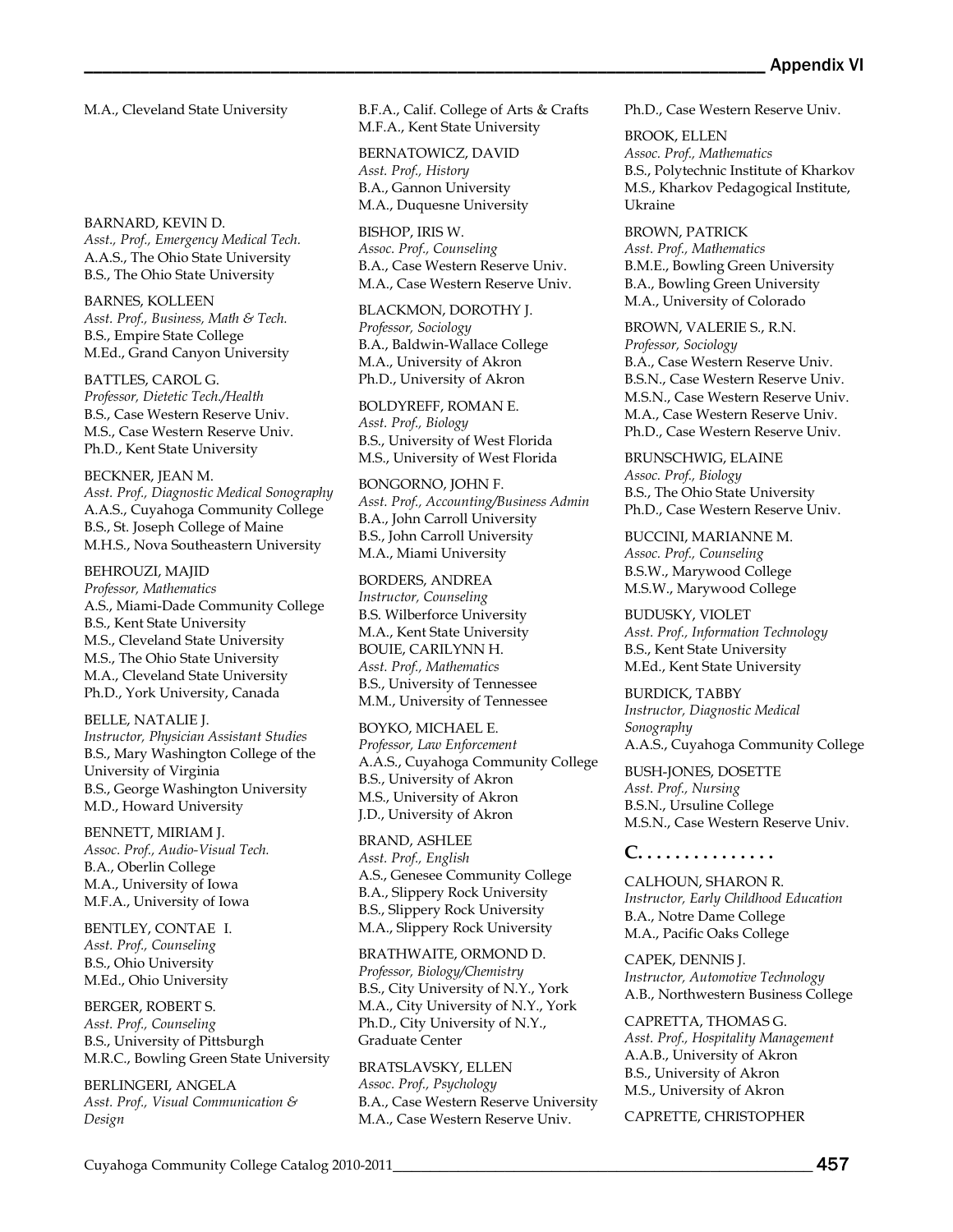M.A., Cleveland State University

BARNARD, KEVIN D.
*Asst., Prof., Emergency Medical Tech.*
A.A.S., The Ohio State University
B.S., The Ohio State University

BARNES, KOLLEEN
*Asst. Prof., Business, Math & Tech.*
B.S., Empire State College
M.Ed., Grand Canyon University

BATTLES, CAROL G.
*Professor, Dietetic Tech./Health*
B.S., Case Western Reserve Univ.
M.S., Case Western Reserve Univ.
Ph.D., Kent State University

BECKNER, JEAN M.
*Asst. Prof., Diagnostic Medical Sonography*
A.A.S., Cuyahoga Community College
B.S., St. Joseph College of Maine
M.H.S., Nova Southeastern University

BEHROUZI, MAJID
*Professor, Mathematics*
A.S., Miami-Dade Community College
B.S., Kent State University
M.S., Cleveland State University
M.S., The Ohio State University
M.A., Cleveland State University
Ph.D., York University, Canada

BELLE, NATALIE J.
*Instructor, Physician Assistant Studies*
B.S., Mary Washington College of the University of Virginia
B.S., George Washington University
M.D., Howard University

BENNETT, MIRIAM J.
*Assoc. Prof., Audio-Visual Tech.*
B.A., Oberlin College
M.A., University of Iowa
M.F.A., University of Iowa

BENTLEY, CONTAE I.
*Asst. Prof., Counseling*
B.S., Ohio University
M.Ed., Ohio University

BERGER, ROBERT S.
*Asst. Prof., Counseling*
B.S., University of Pittsburgh
M.R.C., Bowling Green State University

BERLINGERI, ANGELA
*Asst. Prof., Visual Communication & Design*
B.F.A., Calif. College of Arts & Crafts
M.F.A., Kent State University

BERNATOWICZ, DAVID
*Asst. Prof., History*
B.A., Gannon University
M.A., Duquesne University

BISHOP, IRIS W.
*Assoc. Prof., Counseling*
B.A., Case Western Reserve Univ.
M.A., Case Western Reserve Univ.

BLACKMON, DOROTHY J.
*Professor, Sociology*
B.A., Baldwin-Wallace College
M.A., University of Akron
Ph.D., University of Akron

BOLDYREFF, ROMAN E.
*Asst. Prof., Biology*
B.S., University of West Florida
M.S., University of West Florida

BONGORNO, JOHN F.
*Asst. Prof., Accounting/Business Admin*
B.A., John Carroll University
B.S., John Carroll University
M.A., Miami University

BORDERS, ANDREA
*Instructor, Counseling*
B.S. Wilberforce University
M.A., Kent State University

BOUIE, CARILYNN H.
*Asst. Prof., Mathematics*
B.S., University of Tennessee
M.M., University of Tennessee

BOYKO, MICHAEL E.
*Professor, Law Enforcement*
A.A.S., Cuyahoga Community College
B.S., University of Akron
M.S., University of Akron
J.D., University of Akron

BRAND, ASHLEE
*Asst. Prof., English*
A.S., Genesee Community College
B.A., Slippery Rock University
B.S., Slippery Rock University
M.A., Slippery Rock University

BRATHWAITE, ORMOND D.
*Professor, Biology/Chemistry*
B.S., City University of N.Y., York
M.A., City University of N.Y., York
Ph.D., City University of N.Y., Graduate Center

BRATSLAVSKY, ELLEN
*Assoc. Prof., Psychology*
B.A., Case Western Reserve University
M.A., Case Western Reserve Univ.
Ph.D., Case Western Reserve Univ.

BROOK, ELLEN
*Assoc. Prof., Mathematics*
B.S., Polytechnic Institute of Kharkov
M.S., Kharkov Pedagogical Institute, Ukraine

BROWN, PATRICK
*Asst. Prof., Mathematics*
B.M.E., Bowling Green University
B.A., Bowling Green University
M.A., University of Colorado

BROWN, VALERIE S., R.N.
*Professor, Sociology*
B.A., Case Western Reserve Univ.
B.S.N., Case Western Reserve Univ.
M.S.N., Case Western Reserve Univ.
M.A., Case Western Reserve Univ.
Ph.D., Case Western Reserve Univ.

BRUNSCHWIG, ELAINE
*Assoc. Prof., Biology*
B.S., The Ohio State University
Ph.D., Case Western Reserve Univ.

BUCCINI, MARIANNE M.
*Assoc. Prof., Counseling*
B.S.W., Marywood College
M.S.W., Marywood College

BUDUSKY, VIOLET
*Asst. Prof., Information Technology*
B.S., Kent State University
M.Ed., Kent State University

BURDICK, TABBY
*Instructor, Diagnostic Medical Sonography*
A.A.S., Cuyahoga Community College

BUSH-JONES, DOSETTE
*Asst. Prof., Nursing*
B.S.N., Ursuline College
M.S.N., Case Western Reserve Univ.

## C. . . . . . . . . . . . . .

CALHOUN, SHARON R.
*Instructor, Early Childhood Education*
B.A., Notre Dame College
M.A., Pacific Oaks College

CAPEK, DENNIS J.
*Instructor, Automotive Technology*
A.B., Northwestern Business College

CAPRETTA, THOMAS G.
*Asst. Prof., Hospitality Management*
A.A.B., University of Akron
B.S., University of Akron
M.S., University of Akron

CAPRETTE, CHRISTOPHER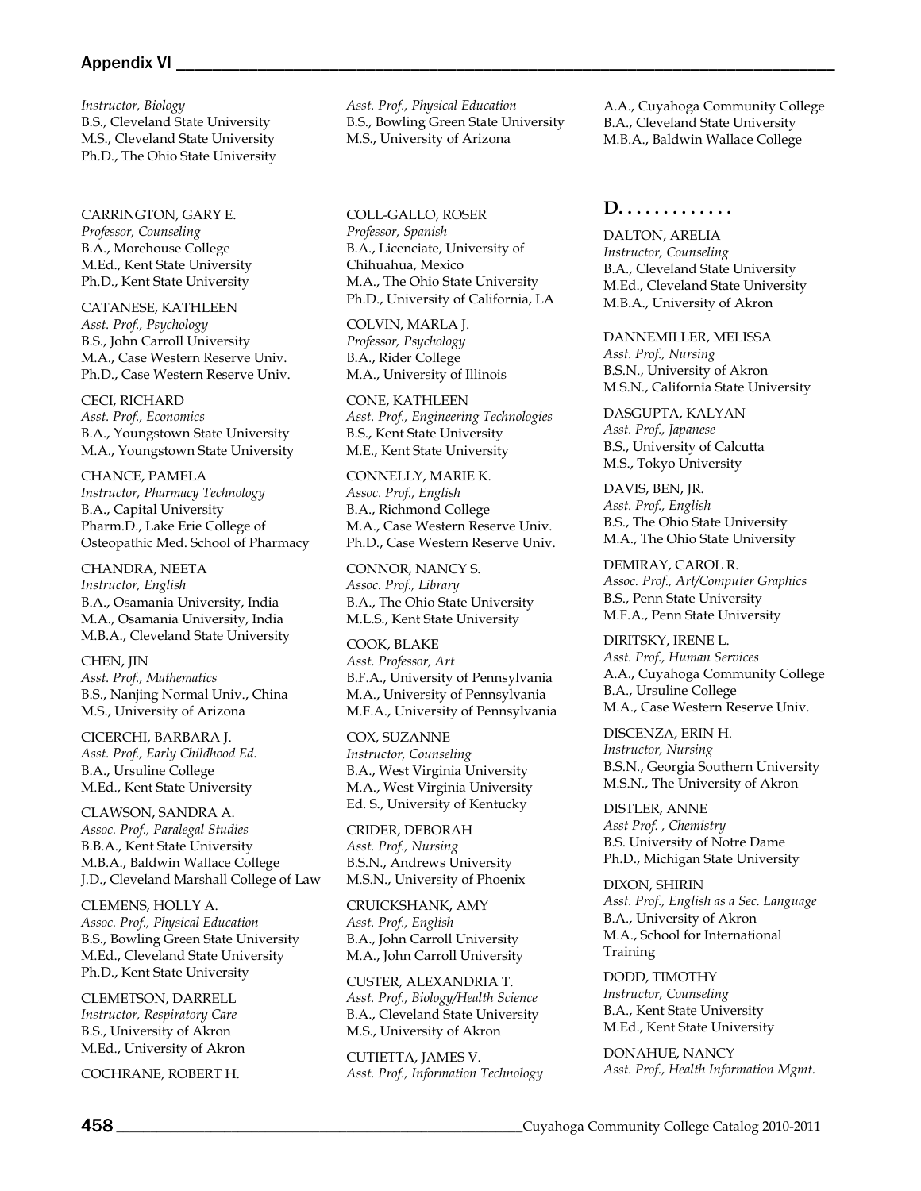*Instructor, Biology*
B.S., Cleveland State University
M.S., Cleveland State University
Ph.D., The Ohio State University

CARRINGTON, GARY E.
*Professor, Counseling*
B.A., Morehouse College
M.Ed., Kent State University
Ph.D., Kent State University

CATANESE, KATHLEEN
*Asst. Prof., Psychology*
B.S., John Carroll University
M.A., Case Western Reserve Univ.
Ph.D., Case Western Reserve Univ.

CECI, RICHARD
*Asst. Prof., Economics*
B.A., Youngstown State University
M.A., Youngstown State University

CHANCE, PAMELA
*Instructor, Pharmacy Technology*
B.A., Capital University
Pharm.D., Lake Erie College of Osteopathic Med. School of Pharmacy

CHANDRA, NEETA
*Instructor, English*
B.A., Osamania University, India
M.A., Osamania University, India
M.B.A., Cleveland State University

CHEN, JIN
*Asst. Prof., Mathematics*
B.S., Nanjing Normal Univ., China
M.S., University of Arizona

CICERCHI, BARBARA J.
*Asst. Prof., Early Childhood Ed.*
B.A., Ursuline College
M.Ed., Kent State University

CLAWSON, SANDRA A.
*Assoc. Prof., Paralegal Studies*
B.B.A., Kent State University
M.B.A., Baldwin Wallace College
J.D., Cleveland Marshall College of Law

CLEMENS, HOLLY A.
*Assoc. Prof., Physical Education*
B.S., Bowling Green State University
M.Ed., Cleveland State University
Ph.D., Kent State University

CLEMETSON, DARRELL
*Instructor, Respiratory Care*
B.S., University of Akron
M.Ed., University of Akron

COCHRANE, ROBERT H.
*Asst. Prof., Physical Education*
B.S., Bowling Green State University
M.S., University of Arizona

COLL-GALLO, ROSER
*Professor, Spanish*
B.A., Licenciate, University of Chihuahua, Mexico
M.A., The Ohio State University
Ph.D., University of California, LA

COLVIN, MARLA J.
*Professor, Psychology*
B.A., Rider College
M.A., University of Illinois

CONE, KATHLEEN
*Asst. Prof., Engineering Technologies*
B.S., Kent State University
M.E., Kent State University

CONNELLY, MARIE K.
*Assoc. Prof., English*
B.A., Richmond College
M.A., Case Western Reserve Univ.
Ph.D., Case Western Reserve Univ.

CONNOR, NANCY S.
*Assoc. Prof., Library*
B.A., The Ohio State University
M.L.S., Kent State University

COOK, BLAKE
*Asst. Professor, Art*
B.F.A., University of Pennsylvania
M.A., University of Pennsylvania
M.F.A., University of Pennsylvania

COX, SUZANNE
*Instructor, Counseling*
B.A., West Virginia University
M.A., West Virginia University
Ed. S., University of Kentucky

CRIDER, DEBORAH
*Asst. Prof., Nursing*
B.S.N., Andrews University
M.S.N., University of Phoenix

CRUICKSHANK, AMY
*Asst. Prof., English*
B.A., John Carroll University
M.A., John Carroll University

CUSTER, ALEXANDRIA T.
*Asst. Prof., Biology/Health Science*
B.A., Cleveland State University
M.S., University of Akron

CUTIETTA, JAMES V.
*Asst. Prof., Information Technology*
A.A., Cuyahoga Community College
B.A., Cleveland State University
M.B.A., Baldwin Wallace College

## D. . . . . . . . . . . . .

DALTON, ARELIA
*Instructor, Counseling*
B.A., Cleveland State University
M.Ed., Cleveland State University
M.B.A., University of Akron

DANNEMILLER, MELISSA
*Asst. Prof., Nursing*
B.S.N., University of Akron
M.S.N., California State University

DASGUPTA, KALYAN
*Asst. Prof., Japanese*
B.S., University of Calcutta
M.S., Tokyo University

DAVIS, BEN, JR.
*Asst. Prof., English*
B.S., The Ohio State University
M.A., The Ohio State University

DEMIRAY, CAROL R.
*Assoc. Prof., Art/Computer Graphics*
B.S., Penn State University
M.F.A., Penn State University

DIRITSKY, IRENE L.
*Asst. Prof., Human Services*
A.A., Cuyahoga Community College
B.A., Ursuline College
M.A., Case Western Reserve Univ.

DISCENZA, ERIN H.
*Instructor, Nursing*
B.S.N., Georgia Southern University
M.S.N., The University of Akron

DISTLER, ANNE
*Asst Prof. , Chemistry*
B.S. University of Notre Dame
Ph.D., Michigan State University

DIXON, SHIRIN
*Asst. Prof., English as a Sec. Language*
B.A., University of Akron
M.A., School for International Training

DODD, TIMOTHY
*Instructor, Counseling*
B.A., Kent State University
M.Ed., Kent State University

DONAHUE, NANCY
*Asst. Prof., Health Information Mgmt.*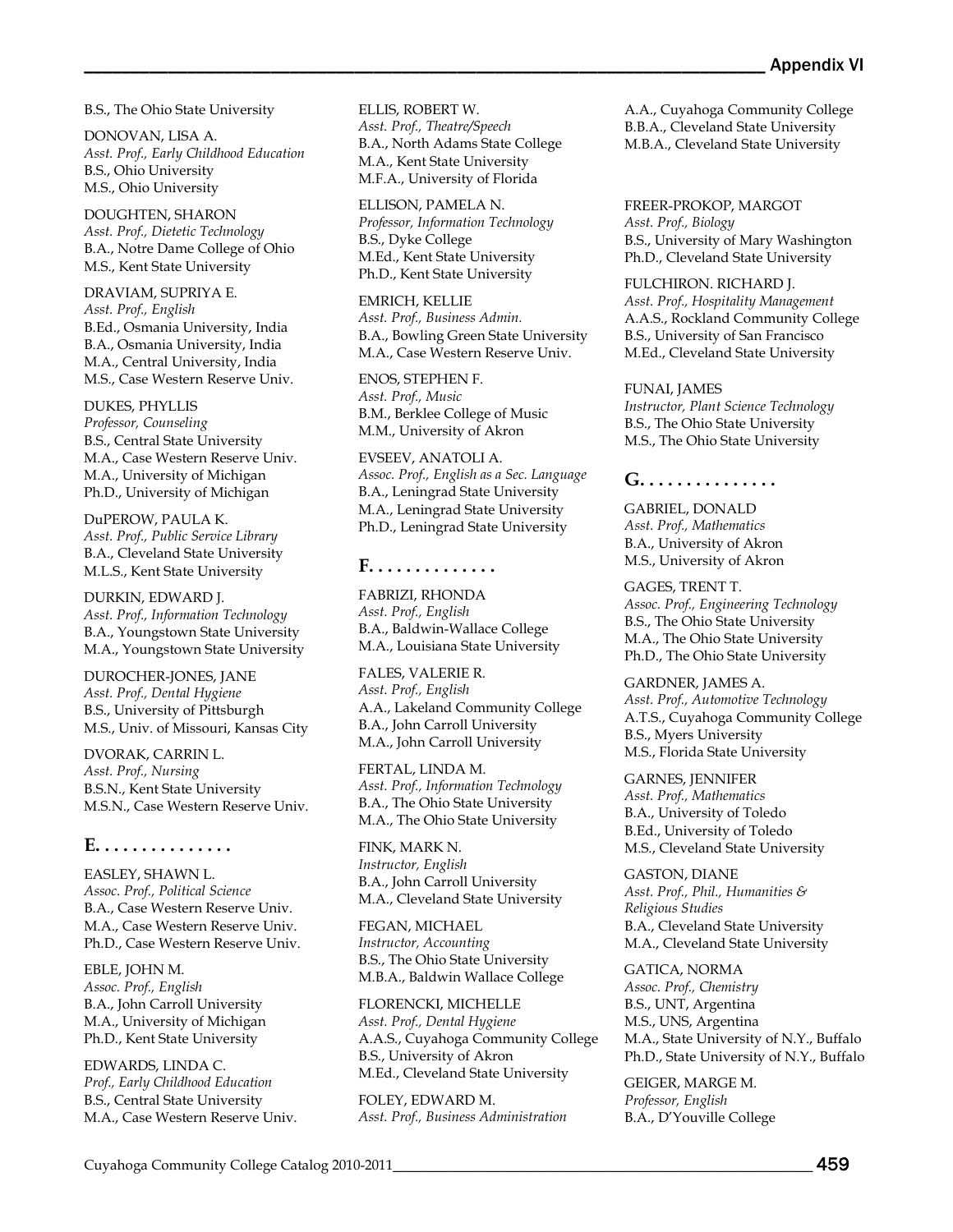B.S., The Ohio State University

DONOVAN, LISA A.
*Asst. Prof., Early Childhood Education*
B.S., Ohio University
M.S., Ohio University

DOUGHTEN, SHARON
*Asst. Prof., Dietetic Technology*
B.A., Notre Dame College of Ohio
M.S., Kent State University

DRAVIAM, SUPRIYA E.
*Asst. Prof., English*
B.Ed., Osmania University, India
B.A., Osmania University, India
M.A., Central University, India
M.S., Case Western Reserve Univ.

DUKES, PHYLLIS
*Professor, Counseling*
B.S., Central State University
M.A., Case Western Reserve Univ.
M.A., University of Michigan
Ph.D., University of Michigan

DuPEROW, PAULA K.
*Asst. Prof., Public Service Library*
B.A., Cleveland State University
M.L.S., Kent State University

DURKIN, EDWARD J.
*Asst. Prof., Information Technology*
B.A., Youngstown State University
M.A., Youngstown State University

DUROCHER-JONES, JANE
*Asst. Prof., Dental Hygiene*
B.S., University of Pittsburgh
M.S., Univ. of Missouri, Kansas City

DVORAK, CARRIN L.
*Asst. Prof., Nursing*
B.S.N., Kent State University
M.S.N., Case Western Reserve Univ.

## E. . . . . . . . . . . . . . .

EASLEY, SHAWN L.
*Assoc. Prof., Political Science*
B.A., Case Western Reserve Univ.
M.A., Case Western Reserve Univ.
Ph.D., Case Western Reserve Univ.

EBLE, JOHN M.
*Assoc. Prof., English*
B.A., John Carroll University
M.A., University of Michigan
Ph.D., Kent State University

EDWARDS, LINDA C.
*Prof., Early Childhood Education*
B.S., Central State University
M.A., Case Western Reserve Univ.

ELLIS, ROBERT W.
*Asst. Prof., Theatre/Speech*
B.A., North Adams State College
M.A., Kent State University
M.F.A., University of Florida

ELLISON, PAMELA N.
*Professor, Information Technology*
B.S., Dyke College
M.Ed., Kent State University
Ph.D., Kent State University

EMRICH, KELLIE
*Asst. Prof., Business Admin.*
B.A., Bowling Green State University
M.A., Case Western Reserve Univ.

ENOS, STEPHEN F.
*Asst. Prof., Music*
B.M., Berklee College of Music
M.M., University of Akron

EVSEEV, ANATOLI A.
*Assoc. Prof., English as a Sec. Language*
B.A., Leningrad State University
M.A., Leningrad State University
Ph.D., Leningrad State University

## F. . . . . . . . . . . . . .

FABRIZI, RHONDA
*Asst. Prof., English*
B.A., Baldwin-Wallace College
M.A., Louisiana State University

FALES, VALERIE R.
*Asst. Prof., English*
A.A., Lakeland Community College
B.A., John Carroll University
M.A., John Carroll University

FERTAL, LINDA M.
*Asst. Prof., Information Technology*
B.A., The Ohio State University
M.A., The Ohio State University

FINK, MARK N.
*Instructor, English*
B.A., John Carroll University
M.A., Cleveland State University

FEGAN, MICHAEL
*Instructor, Accounting*
B.S., The Ohio State University
M.B.A., Baldwin Wallace College

FLORENCKI, MICHELLE
*Asst. Prof., Dental Hygiene*
A.A.S., Cuyahoga Community College
B.S., University of Akron
M.Ed., Cleveland State University

FOLEY, EDWARD M.
*Asst. Prof., Business Administration*
A.A., Cuyahoga Community College
B.B.A., Cleveland State University
M.B.A., Cleveland State University

FREER-PROKOP, MARGOT
*Asst. Prof., Biology*
B.S., University of Mary Washington
Ph.D., Cleveland State University

FULCHIRON. RICHARD J.
*Asst. Prof., Hospitality Management*
A.A.S., Rockland Community College
B.S., University of San Francisco
M.Ed., Cleveland State University

FUNAI, JAMES
*Instructor, Plant Science Technology*
B.S., The Ohio State University
M.S., The Ohio State University

## G. . . . . . . . . . . . . . .

GABRIEL, DONALD
*Asst. Prof., Mathematics*
B.A., University of Akron
M.S., University of Akron

GAGES, TRENT T.
*Assoc. Prof., Engineering Technology*
B.S., The Ohio State University
M.A., The Ohio State University
Ph.D., The Ohio State University

GARDNER, JAMES A.
*Asst. Prof., Automotive Technology*
A.T.S., Cuyahoga Community College
B.S., Myers University
M.S., Florida State University

GARNES, JENNIFER
*Asst. Prof., Mathematics*
B.A., University of Toledo
B.Ed., University of Toledo
M.S., Cleveland State University

GASTON, DIANE
*Asst. Prof., Phil., Humanities & Religious Studies*
B.A., Cleveland State University
M.A., Cleveland State University

GATICA, NORMA
*Assoc. Prof., Chemistry*
B.S., UNT, Argentina
M.S., UNS, Argentina
M.A., State University of N.Y., Buffalo
Ph.D., State University of N.Y., Buffalo

GEIGER, MARGE M.
*Professor, English*
B.A., D'Youville College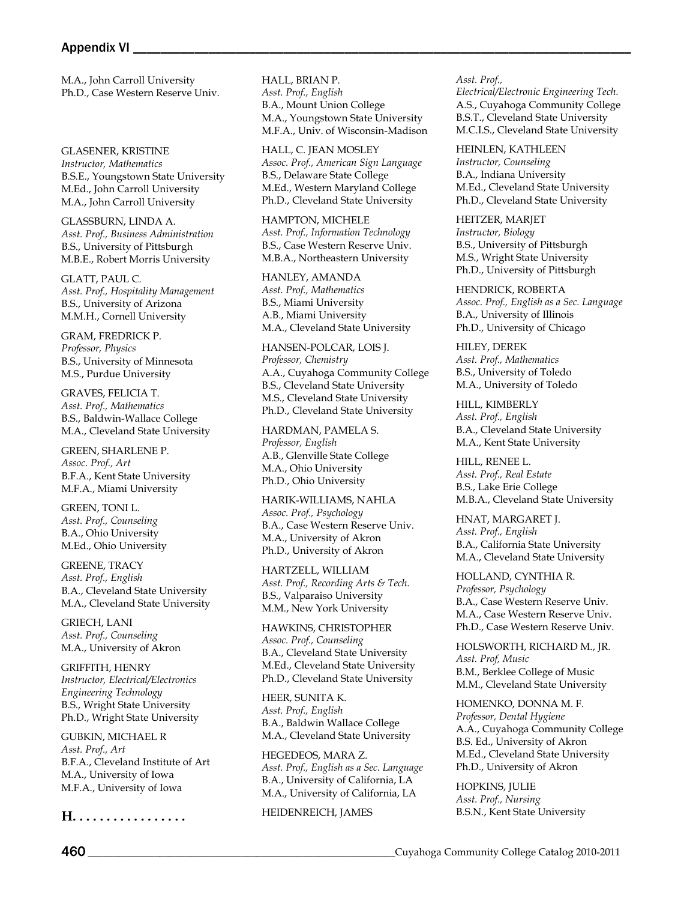M.A., John Carroll University
Ph.D., Case Western Reserve Univ.

GLASENER, KRISTINE
*Instructor, Mathematics*
B.S.E., Youngstown State University
M.Ed., John Carroll University
M.A., John Carroll University

GLASSBURN, LINDA A.
*Asst. Prof., Business Administration*
B.S., University of Pittsburgh
M.B.E., Robert Morris University

GLATT, PAUL C.
*Asst. Prof., Hospitality Management*
B.S., University of Arizona
M.M.H., Cornell University

GRAM, FREDRICK P.
*Professor, Physics*
B.S., University of Minnesota
M.S., Purdue University

GRAVES, FELICIA T.
*Asst. Prof., Mathematics*
B.S., Baldwin-Wallace College
M.A., Cleveland State University

GREEN, SHARLENE P.
*Assoc. Prof., Art*
B.F.A., Kent State University
M.F.A., Miami University

GREEN, TONI L.
*Asst. Prof., Counseling*
B.A., Ohio University
M.Ed., Ohio University

GREENE, TRACY
*Asst. Prof., English*
B.A., Cleveland State University
M.A., Cleveland State University

GRIECH, LANI
*Asst. Prof., Counseling*
M.A., University of Akron

GRIFFITH, HENRY
*Instructor, Electrical/Electronics Engineering Technology*
B.S., Wright State University
Ph.D., Wright State University

GUBKIN, MICHAEL R
*Asst. Prof., Art*
B.F.A., Cleveland Institute of Art
M.A., University of Iowa
M.F.A., University of Iowa

## H. . . . . . . . . . . . . . . .

HALL, BRIAN P.
*Asst. Prof., English*
B.A., Mount Union College
M.A., Youngstown State University
M.F.A., Univ. of Wisconsin-Madison

HALL, C. JEAN MOSLEY
*Assoc. Prof., American Sign Language*
B.S., Delaware State College
M.Ed., Western Maryland College
Ph.D., Cleveland State University

HAMPTON, MICHELE
*Asst. Prof., Information Technology*
B.S., Case Western Reserve Univ.
M.B.A., Northeastern University

HANLEY, AMANDA
*Asst. Prof., Mathematics*
B.S., Miami University
A.B., Miami University
M.A., Cleveland State University

HANSEN-POLCAR, LOIS J.
*Professor, Chemistry*
A.A., Cuyahoga Community College
B.S., Cleveland State University
M.S., Cleveland State University
Ph.D., Cleveland State University

HARDMAN, PAMELA S.
*Professor, English*
A.B., Glenville State College
M.A., Ohio University
Ph.D., Ohio University

HARIK-WILLIAMS, NAHLA
*Assoc. Prof., Psychology*
B.A., Case Western Reserve Univ.
M.A., University of Akron
Ph.D., University of Akron

HARTZELL, WILLIAM
*Asst. Prof., Recording Arts & Tech.*
B.S., Valparaiso University
M.M., New York University

HAWKINS, CHRISTOPHER
*Assoc. Prof., Counseling*
B.A., Cleveland State University
M.Ed., Cleveland State University
Ph.D., Cleveland State University

HEER, SUNITA K.
*Asst. Prof., English*
B.A., Baldwin Wallace College
M.A., Cleveland State University

HEGEDEOS, MARA Z.
*Asst. Prof., English as a Sec. Language*
B.A., University of California, LA
M.A., University of California, LA

HEIDENREICH, JAMES
*Asst. Prof., Electrical/Electronic Engineering Tech.*
A.S., Cuyahoga Community College
B.S.T., Cleveland State University
M.C.I.S., Cleveland State University

HEINLEN, KATHLEEN
*Instructor, Counseling*
B.A., Indiana University
M.Ed., Cleveland State University
Ph.D., Cleveland State University

HEITZER, MARJET
*Instructor, Biology*
B.S., University of Pittsburgh
M.S., Wright State University
Ph.D., University of Pittsburgh

HENDRICK, ROBERTA
*Assoc. Prof., English as a Sec. Language*
B.A., University of Illinois
Ph.D., University of Chicago

HILEY, DEREK
*Asst. Prof., Mathematics*
B.S., University of Toledo
M.A., University of Toledo

HILL, KIMBERLY
*Asst. Prof., English*
B.A., Cleveland State University
M.A., Kent State University

HILL, RENEE L.
*Asst. Prof., Real Estate*
B.S., Lake Erie College
M.B.A., Cleveland State University

HNAT, MARGARET J.
*Asst. Prof., English*
B.A., California State University
M.A., Cleveland State University

HOLLAND, CYNTHIA R.
*Professor, Psychology*
B.A., Case Western Reserve Univ.
M.A., Case Western Reserve Univ.
Ph.D., Case Western Reserve Univ.

HOLSWORTH, RICHARD M., JR.
*Asst. Prof, Music*
B.M., Berklee College of Music
M.M., Cleveland State University

HOMENKO, DONNA M. F.
*Professor, Dental Hygiene*
A.A., Cuyahoga Community College
B.S. Ed., University of Akron
M.Ed., Cleveland State University
Ph.D., University of Akron

HOPKINS, JULIE
*Asst. Prof., Nursing*
B.S.N., Kent State University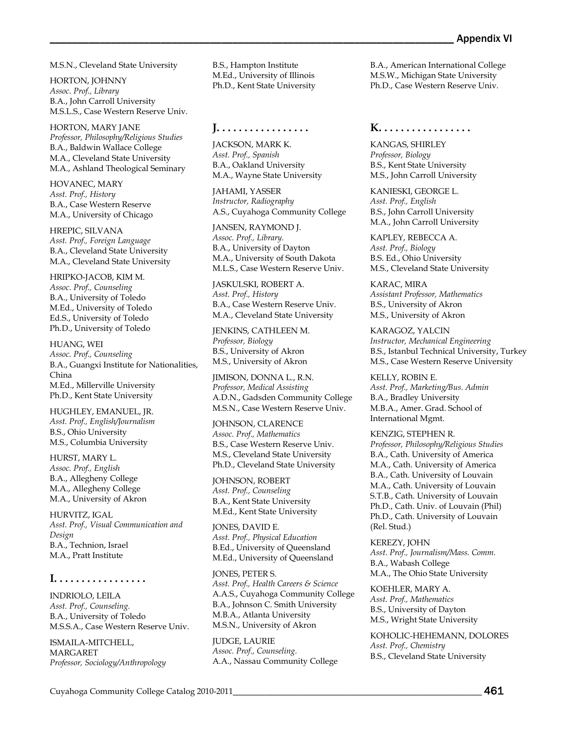M.S.N., Cleveland State University

HORTON, JOHNNY
*Assoc. Prof., Library*
B.A., John Carroll University
M.S.L.S., Case Western Reserve Univ.

HORTON, MARY JANE
*Professor, Philosophy/Religious Studies*
B.A., Baldwin Wallace College
M.A., Cleveland State University
M.A., Ashland Theological Seminary

HOVANEC, MARY
*Asst. Prof., History*
B.A., Case Western Reserve
M.A., University of Chicago

HREPIC, SILVANA
*Asst. Prof., Foreign Language*
B.A., Cleveland State University
M.A., Cleveland State University

HRIPKO-JACOB, KIM M.
*Assoc. Prof., Counseling*
B.A., University of Toledo
M.Ed., University of Toledo
Ed.S., University of Toledo
Ph.D., University of Toledo

HUANG, WEI
*Assoc. Prof., Counseling*
B.A., Guangxi Institute for Nationalities, China
M.Ed., Millerville University
Ph.D., Kent State University

HUGHLEY, EMANUEL, JR.
*Asst. Prof., English/Journalism*
B.S., Ohio University
M.S., Columbia University

HURST, MARY L.
*Assoc. Prof., English*
B.A., Allegheny College
M.A., Allegheny College
M.A., University of Akron

HURVITZ, IGAL
*Asst. Prof., Visual Communication and Design*
B.A., Technion, Israel
M.A., Pratt Institute

## I. . . . . . . . . . . . . . . . .

INDRIOLO, LEILA
*Asst. Prof., Counseling.*
B.A., University of Toledo
M.S.S.A., Case Western Reserve Univ.

ISMAILA-MITCHELL, MARGARET
*Professor, Sociology/Anthropology*
B.S., Hampton Institute
M.Ed., University of Illinois
Ph.D., Kent State University

## J. . . . . . . . . . . . . . . . .

JACKSON, MARK K.
*Asst. Prof., Spanish*
B.A., Oakland University
M.A., Wayne State University

JAHAMI, YASSER
*Instructor, Radiography*
A.S., Cuyahoga Community College

JANSEN, RAYMOND J.
*Assoc. Prof., Library.*
B.A., University of Dayton
M.A., University of South Dakota
M.L.S., Case Western Reserve Univ.

JASKULSKI, ROBERT A.
*Asst. Prof., History*
B.A., Case Western Reserve Univ.
M.A., Cleveland State University

JENKINS, CATHLEEN M.
*Professor, Biology*
B.S., University of Akron
M.S., University of Akron

JIMISON, DONNA L., R.N.
*Professor, Medical Assisting*
A.D.N., Gadsden Community College
M.S.N., Case Western Reserve Univ.

JOHNSON, CLARENCE
*Assoc. Prof., Mathematics*
B.S., Case Western Reserve Univ.
M.S., Cleveland State University
Ph.D., Cleveland State University

JOHNSON, ROBERT
*Asst. Prof., Counseling*
B.A., Kent State University
M.Ed., Kent State University

JONES, DAVID E.
*Asst. Prof., Physical Education*
B.Ed., University of Queensland
M.Ed., University of Queensland

JONES, PETER S.
*Asst. Prof., Health Careers & Science*
A.A.S., Cuyahoga Community College
B.A., Johnson C. Smith University
M.B.A., Atlanta University
M.S.N., University of Akron

JUDGE, LAURIE
*Assoc. Prof., Counseling.*
A.A., Nassau Community College
B.A., American International College
M.S.W., Michigan State University
Ph.D., Case Western Reserve Univ.

## K. . . . . . . . . . . . . . . . .

KANGAS, SHIRLEY
*Professor, Biology*
B.S., Kent State University
M.S., John Carroll University

KANIESKI, GEORGE L.
*Asst. Prof., English*
B.S., John Carroll University
M.A., John Carroll University

KAPLEY, REBECCA A.
*Asst. Prof., Biology*
B.S. Ed., Ohio University
M.S., Cleveland State University

KARAC, MIRA
*Assistant Professor, Mathematics*
B.S., University of Akron
M.S., University of Akron

KARAGOZ, YALCIN
*Instructor, Mechanical Engineering*
B.S., Istanbul Technical University, Turkey
M.S., Case Western Reserve University

KELLY, ROBIN E.
*Asst. Prof., Marketing/Bus. Admin*
B.A., Bradley University
M.B.A., Amer. Grad. School of International Mgmt.

KENZIG, STEPHEN R.
*Professor, Philosophy/Religious Studies*
B.A., Cath. University of America
M.A., Cath. University of America
B.A., Cath. University of Louvain
M.A., Cath. University of Louvain
S.T.B., Cath. University of Louvain
Ph.D., Cath. Univ. of Louvain (Phil)
Ph.D., Cath. University of Louvain (Rel. Stud.)

KEREZY, JOHN
*Asst. Prof., Journalism/Mass. Comm.*
B.A., Wabash College
M.A., The Ohio State University

KOEHLER, MARY A.
*Asst. Prof., Mathematics*
B.S., University of Dayton
M.S., Wright State University

KOHOLIC-HEHEMANN, DOLORES
*Asst. Prof., Chemistry*
B.S., Cleveland State University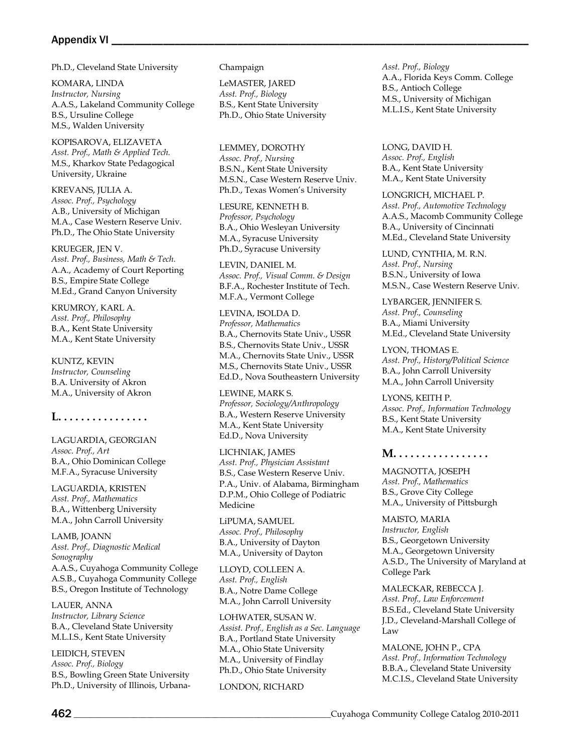Ph.D., Cleveland State University

KOMARA, LINDA
*Instructor, Nursing*
A.A.S., Lakeland Community College
B.S., Ursuline College
M.S., Walden University

KOPISAROVA, ELIZAVETA
*Asst. Prof., Math & Applied Tech.*
M.S., Kharkov State Pedagogical University, Ukraine

KREVANS, JULIA A.
*Assoc. Prof., Psychology*
A.B., University of Michigan
M.A., Case Western Reserve Univ.
Ph.D., The Ohio State University

KRUEGER, JEN V.
*Asst. Prof., Business, Math & Tech.*
A.A., Academy of Court Reporting
B.S., Empire State College
M.Ed., Grand Canyon University

KRUMROY, KARL A.
*Asst. Prof., Philosophy*
B.A., Kent State University
M.A., Kent State University

KUNTZ, KEVIN
*Instructor, Counseling*
B.A. University of Akron
M.A., University of Akron

## L. . . . . . . . . . . . . . . .

LAGUARDIA, GEORGIAN
*Assoc. Prof., Art*
B.A., Ohio Dominican College
M.F.A., Syracuse University

LAGUARDIA, KRISTEN
*Asst. Prof., Mathematics*
B.A., Wittenberg University
M.A., John Carroll University

LAMB, JOANN
*Asst. Prof., Diagnostic Medical Sonography*
A.A.S., Cuyahoga Community College
A.S.B., Cuyahoga Community College
B.S., Oregon Institute of Technology

LAUER, ANNA
*Instructor, Library Science*
B.A., Cleveland State University
M.L.I.S., Kent State University

LEIDICH, STEVEN
*Assoc. Prof., Biology*
B.S., Bowling Green State University
Ph.D., University of Illinois, Urbana-Champaign

LeMASTER, JARED
*Asst. Prof., Biology*
B.S., Kent State University
Ph.D., Ohio State University

LEMMEY, DOROTHY
*Assoc. Prof., Nursing*
B.S.N., Kent State University
M.S.N., Case Western Reserve Univ.
Ph.D., Texas Women's University

LESURE, KENNETH B.
*Professor, Psychology*
B.A., Ohio Wesleyan University
M.A., Syracuse University
Ph.D., Syracuse University

LEVIN, DANIEL M.
*Assoc. Prof., Visual Comm. & Design*
B.F.A., Rochester Institute of Tech.
M.F.A., Vermont College

LEVINA, ISOLDA D.
*Professor, Mathematics*
B.A., Chernovits State Univ., USSR
B.S., Chernovits State Univ., USSR
M.A., Chernovits State Univ., USSR
M.S., Chernovits State Univ., USSR
Ed.D., Nova Southeastern University

LEWINE, MARK S.
*Professor, Sociology/Anthropology*
B.A., Western Reserve University
M.A., Kent State University
Ed.D., Nova University

LICHNIAK, JAMES
*Asst. Prof., Physician Assistant*
B.S., Case Western Reserve Univ.
P.A., Univ. of Alabama, Birmingham
D.P.M., Ohio College of Podiatric Medicine

LiPUMA, SAMUEL
*Assoc. Prof., Philosophy*
B.A., University of Dayton
M.A., University of Dayton

LLOYD, COLLEEN A.
*Asst. Prof., English*
B.A., Notre Dame College
M.A., John Carroll University

LOHWATER, SUSAN W.
*Assist. Prof., English as a Sec. Language*
B.A., Portland State University
M.A., Ohio State University
M.A., University of Findlay
Ph.D., Ohio State University

LONDON, RICHARD
*Asst. Prof., Biology*
A.A., Florida Keys Comm. College
B.S., Antioch College
M.S., University of Michigan
M.L.I.S., Kent State University

LONG, DAVID H.
*Assoc. Prof., English*
B.A., Kent State University
M.A., Kent State University

LONGRICH, MICHAEL P.
*Asst. Prof., Automotive Technology*
A.A.S., Macomb Community College
B.A., University of Cincinnati
M.Ed., Cleveland State University

LUND, CYNTHIA, M. R.N.
*Asst. Prof., Nursing*
B.S.N., University of Iowa
M.S.N., Case Western Reserve Univ.

LYBARGER, JENNIFER S.
*Asst. Prof., Counseling*
B.A., Miami University
M.Ed., Cleveland State University

LYON, THOMAS E.
*Asst. Prof., History/Political Science*
B.A., John Carroll University
M.A., John Carroll University

LYONS, KEITH P.
*Assoc. Prof., Information Technology*
B.S., Kent State University
M.A., Kent State University

## M. . . . . . . . . . . . . . . . .

MAGNOTTA, JOSEPH
*Asst. Prof., Mathematics*
B.S., Grove City College
M.A., University of Pittsburgh

MAISTO, MARIA
*Instructor, English*
B.S., Georgetown University
M.A., Georgetown University
A.S.D., The University of Maryland at College Park

MALECKAR, REBECCA J.
*Asst. Prof., Law Enforcement*
B.S.Ed., Cleveland State University
J.D., Cleveland-Marshall College of Law

MALONE, JOHN P., CPA
*Asst. Prof., Information Technology*
B.B.A., Cleveland State University
M.C.I.S., Cleveland State University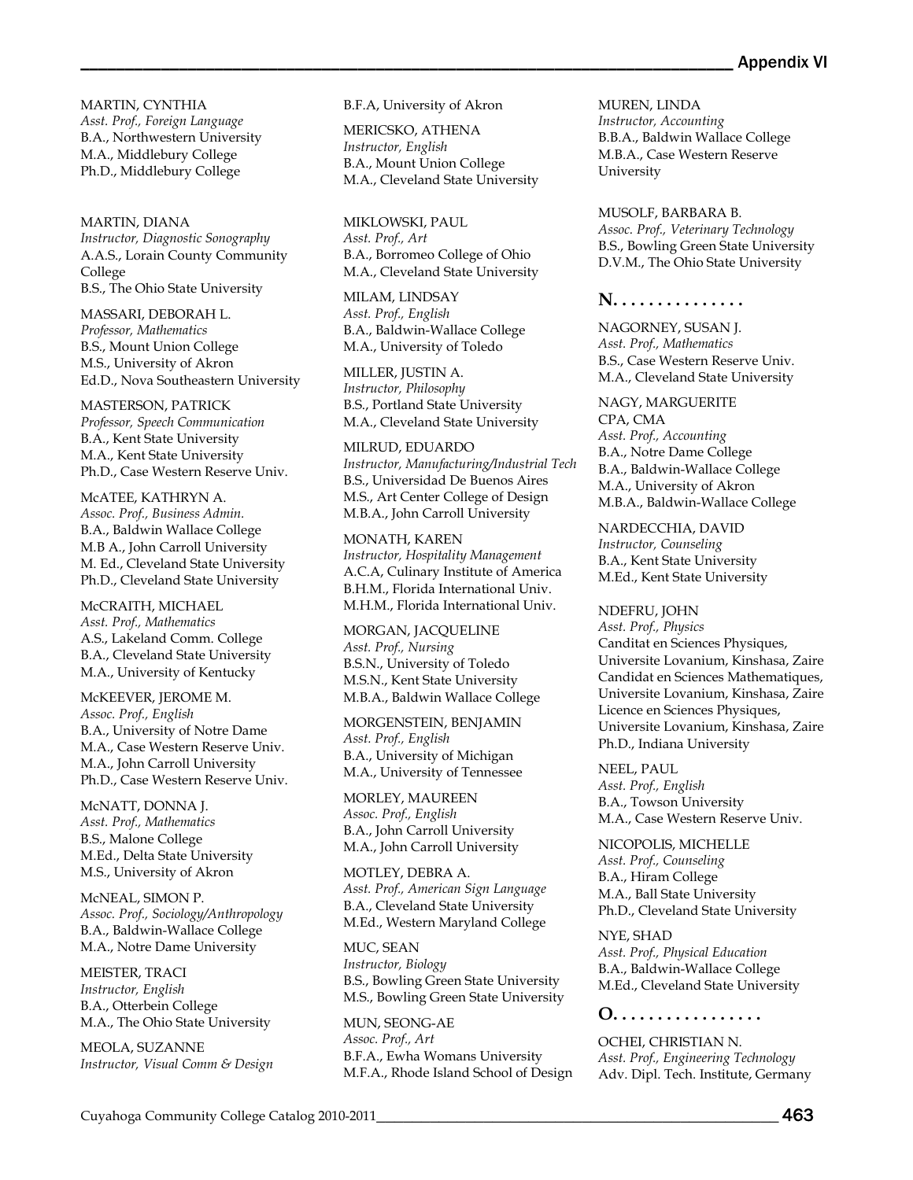MARTIN, CYNTHIA
*Asst. Prof., Foreign Language*
B.A., Northwestern University
M.A., Middlebury College
Ph.D., Middlebury College

MARTIN, DIANA
*Instructor, Diagnostic Sonography*
A.A.S., Lorain County Community College
B.S., The Ohio State University

MASSARI, DEBORAH L.
*Professor, Mathematics*
B.S., Mount Union College
M.S., University of Akron
Ed.D., Nova Southeastern University

MASTERSON, PATRICK
*Professor, Speech Communication*
B.A., Kent State University
M.A., Kent State University
Ph.D., Case Western Reserve Univ.

McATEE, KATHRYN A.
*Assoc. Prof., Business Admin.*
B.A., Baldwin Wallace College
M.B A., John Carroll University
M. Ed., Cleveland State University
Ph.D., Cleveland State University

McCRAITH, MICHAEL
*Asst. Prof., Mathematics*
A.S., Lakeland Comm. College
B.A., Cleveland State University
M.A., University of Kentucky

McKEEVER, JEROME M.
*Assoc. Prof., English*
B.A., University of Notre Dame
M.A., Case Western Reserve Univ.
M.A., John Carroll University
Ph.D., Case Western Reserve Univ.

McNATT, DONNA J.
*Asst. Prof., Mathematics*
B.S., Malone College
M.Ed., Delta State University
M.S., University of Akron

McNEAL, SIMON P.
*Assoc. Prof., Sociology/Anthropology*
B.A., Baldwin-Wallace College
M.A., Notre Dame University

MEISTER, TRACI
*Instructor, English*
B.A., Otterbein College
M.A., The Ohio State University

MEOLA, SUZANNE
*Instructor, Visual Comm & Design*
B.F.A, University of Akron

MERICSKO, ATHENA
*Instructor, English*
B.A., Mount Union College
M.A., Cleveland State University

MIKLOWSKI, PAUL
*Asst. Prof., Art*
B.A., Borromeo College of Ohio
M.A., Cleveland State University

MILAM, LINDSAY
*Asst. Prof., English*
B.A., Baldwin-Wallace College
M.A., University of Toledo

MILLER, JUSTIN A.
*Instructor, Philosophy*
B.S., Portland State University
M.A., Cleveland State University

MILRUD, EDUARDO
*Instructor, Manufacturing/Industrial Tech*
B.S., Universidad De Buenos Aires
M.S., Art Center College of Design
M.B.A., John Carroll University

MONATH, KAREN
*Instructor, Hospitality Management*
A.C.A, Culinary Institute of America
B.H.M., Florida International Univ.
M.H.M., Florida International Univ.

MORGAN, JACQUELINE
*Asst. Prof., Nursing*
B.S.N., University of Toledo
M.S.N., Kent State University
M.B.A., Baldwin Wallace College

MORGENSTEIN, BENJAMIN
*Asst. Prof., English*
B.A., University of Michigan
M.A., University of Tennessee

MORLEY, MAUREEN
*Assoc. Prof., English*
B.A., John Carroll University
M.A., John Carroll University

MOTLEY, DEBRA A.
*Asst. Prof., American Sign Language*
B.A., Cleveland State University
M.Ed., Western Maryland College

MUC, SEAN
*Instructor, Biology*
B.S., Bowling Green State University
M.S., Bowling Green State University

MUN, SEONG-AE
*Assoc. Prof., Art*
B.F.A., Ewha Womans University
M.F.A., Rhode Island School of Design

MUREN, LINDA
*Instructor, Accounting*
B.B.A., Baldwin Wallace College
M.B.A., Case Western Reserve University

MUSOLF, BARBARA B.
*Assoc. Prof., Veterinary Technology*
B.S., Bowling Green State University
D.V.M., The Ohio State University

## N. . . . . . . . . . . . . . .

NAGORNEY, SUSAN J.
*Asst. Prof., Mathematics*
B.S., Case Western Reserve Univ.
M.A., Cleveland State University

NAGY, MARGUERITE
CPA, CMA
*Asst. Prof., Accounting*
B.A., Notre Dame College
B.A., Baldwin-Wallace College
M.A., University of Akron
M.B.A., Baldwin-Wallace College

NARDECCHIA, DAVID
*Instructor, Counseling*
B.A., Kent State University
M.Ed., Kent State University

NDEFRU, JOHN
*Asst. Prof., Physics*
Canditat en Sciences Physiques, Universite Lovanium, Kinshasa, Zaire
Candidat en Sciences Mathematiques, Universite Lovanium, Kinshasa, Zaire
Licence en Sciences Physiques, Universite Lovanium, Kinshasa, Zaire
Ph.D., Indiana University

NEEL, PAUL
*Asst. Prof., English*
B.A., Towson University
M.A., Case Western Reserve Univ.

NICOPOLIS, MICHELLE
*Asst. Prof., Counseling*
B.A., Hiram College
M.A., Ball State University
Ph.D., Cleveland State University

NYE, SHAD
*Asst. Prof., Physical Education*
B.A., Baldwin-Wallace College
M.Ed., Cleveland State University

## O. . . . . . . . . . . . . . . . .

OCHEI, CHRISTIAN N.
*Asst. Prof., Engineering Technology*
Adv. Dipl. Tech. Institute, Germany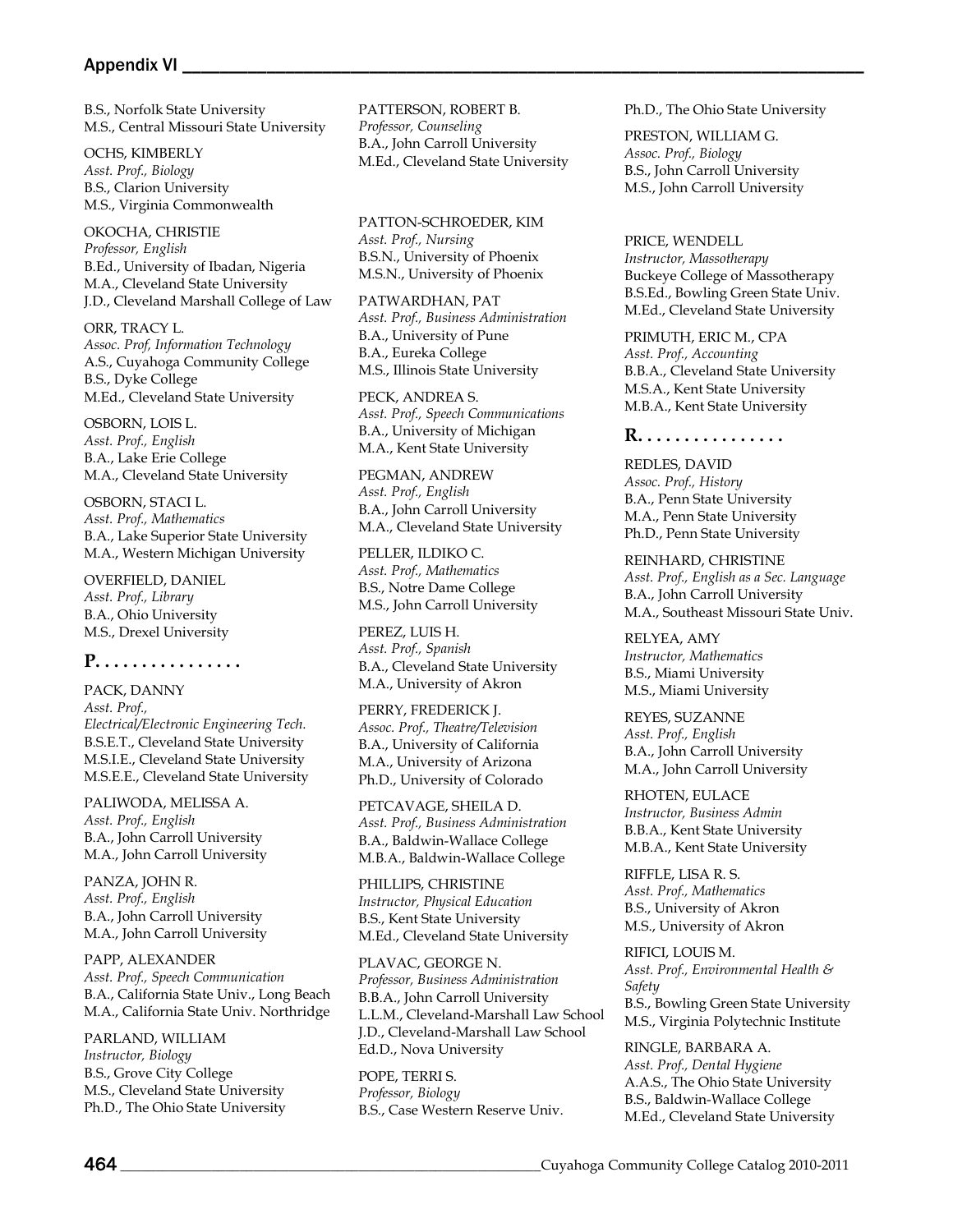B.S., Norfolk State University
M.S., Central Missouri State University

OCHS, KIMBERLY
*Asst. Prof., Biology*
B.S., Clarion University
M.S., Virginia Commonwealth

OKOCHA, CHRISTIE
*Professor, English*
B.Ed., University of Ibadan, Nigeria
M.A., Cleveland State University
J.D., Cleveland Marshall College of Law

ORR, TRACY L.
*Assoc. Prof, Information Technology*
A.S., Cuyahoga Community College
B.S., Dyke College
M.Ed., Cleveland State University

OSBORN, LOIS L.
*Asst. Prof., English*
B.A., Lake Erie College
M.A., Cleveland State University

OSBORN, STACI L.
*Asst. Prof., Mathematics*
B.A., Lake Superior State University
M.A., Western Michigan University

OVERFIELD, DANIEL
*Asst. Prof., Library*
B.A., Ohio University
M.S., Drexel University

## P. . . . . . . . . . . . . . . .

PACK, DANNY
*Asst. Prof., Electrical/Electronic Engineering Tech.*
B.S.E.T., Cleveland State University
M.S.I.E., Cleveland State University
M.S.E.E., Cleveland State University

PALIWODA, MELISSA A.
*Asst. Prof., English*
B.A., John Carroll University
M.A., John Carroll University

PANZA, JOHN R.
*Asst. Prof., English*
B.A., John Carroll University
M.A., John Carroll University

PAPP, ALEXANDER
*Asst. Prof., Speech Communication*
B.A., California State Univ., Long Beach
M.A., California State Univ. Northridge

PARLAND, WILLIAM
*Instructor, Biology*
B.S., Grove City College
M.S., Cleveland State University
Ph.D., The Ohio State University

PATTERSON, ROBERT B.
*Professor, Counseling*
B.A., John Carroll University
M.Ed., Cleveland State University

PATTON-SCHROEDER, KIM
*Asst. Prof., Nursing*
B.S.N., University of Phoenix
M.S.N., University of Phoenix

PATWARDHAN, PAT
*Asst. Prof., Business Administration*
B.A., University of Pune
B.A., Eureka College
M.S., Illinois State University

PECK, ANDREA S.
*Asst. Prof., Speech Communications*
B.A., University of Michigan
M.A., Kent State University

PEGMAN, ANDREW
*Asst. Prof., English*
B.A., John Carroll University
M.A., Cleveland State University

PELLER, ILDIKO C.
*Asst. Prof., Mathematics*
B.S., Notre Dame College
M.S., John Carroll University

PEREZ, LUIS H.
*Asst. Prof., Spanish*
B.A., Cleveland State University
M.A., University of Akron

PERRY, FREDERICK J.
*Assoc. Prof., Theatre/Television*
B.A., University of California
M.A., University of Arizona
Ph.D., University of Colorado

PETCAVAGE, SHEILA D.
*Asst. Prof., Business Administration*
B.A., Baldwin-Wallace College
M.B.A., Baldwin-Wallace College

PHILLIPS, CHRISTINE
*Instructor, Physical Education*
B.S., Kent State University
M.Ed., Cleveland State University

PLAVAC, GEORGE N.
*Professor, Business Administration*
B.B.A., John Carroll University
L.L.M., Cleveland-Marshall Law School
J.D., Cleveland-Marshall Law School
Ed.D., Nova University

POPE, TERRI S.
*Professor, Biology*
B.S., Case Western Reserve Univ.
Ph.D., The Ohio State University

PRESTON, WILLIAM G.
*Assoc. Prof., Biology*
B.S., John Carroll University
M.S., John Carroll University

PRICE, WENDELL
*Instructor, Massotherapy*
Buckeye College of Massotherapy
B.S.Ed., Bowling Green State Univ.
M.Ed., Cleveland State University

PRIMUTH, ERIC M., CPA
*Asst. Prof., Accounting*
B.B.A., Cleveland State University
M.S.A., Kent State University
M.B.A., Kent State University

## R. . . . . . . . . . . . . . . .

REDLES, DAVID
*Assoc. Prof., History*
B.A., Penn State University
M.A., Penn State University
Ph.D., Penn State University

REINHARD, CHRISTINE
*Asst. Prof., English as a Sec. Language*
B.A., John Carroll University
M.A., Southeast Missouri State Univ.

RELYEA, AMY
*Instructor, Mathematics*
B.S., Miami University
M.S., Miami University

REYES, SUZANNE
*Asst. Prof., English*
B.A., John Carroll University
M.A., John Carroll University

RHOTEN, EULACE
*Instructor, Business Admin*
B.B.A., Kent State University
M.B.A., Kent State University

RIFFLE, LISA R. S.
*Asst. Prof., Mathematics*
B.S., University of Akron
M.S., University of Akron

RIFICI, LOUIS M.
*Asst. Prof., Environmental Health & Safety*
B.S., Bowling Green State University
M.S., Virginia Polytechnic Institute

RINGLE, BARBARA A.
*Asst. Prof., Dental Hygiene*
A.A.S., The Ohio State University
B.S., Baldwin-Wallace College
M.Ed., Cleveland State University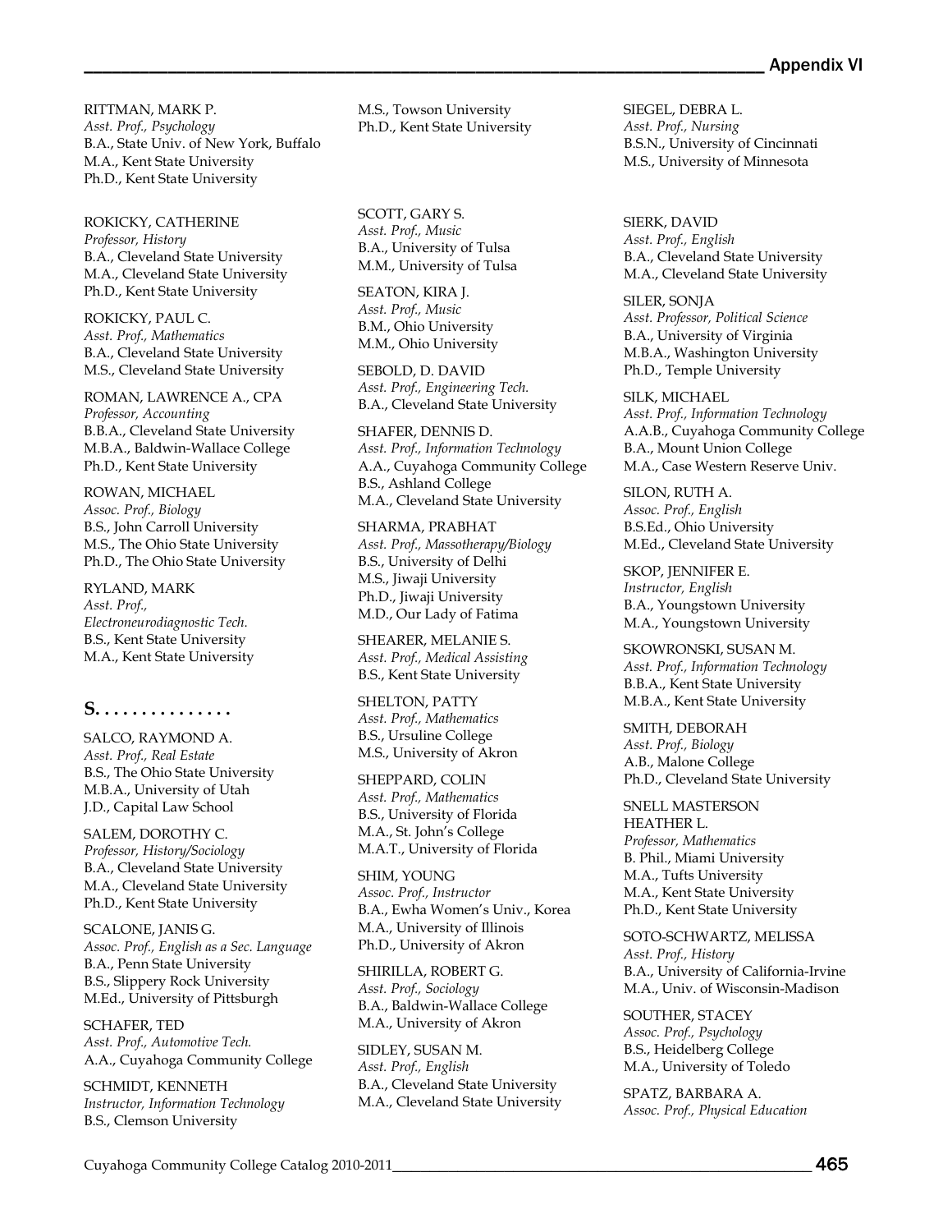RITTMAN, MARK P.
*Asst. Prof., Psychology*
B.A., State Univ. of New York, Buffalo
M.A., Kent State University
Ph.D., Kent State University

ROKICKY, CATHERINE
*Professor, History*
B.A., Cleveland State University
M.A., Cleveland State University
Ph.D., Kent State University

ROKICKY, PAUL C.
*Asst. Prof., Mathematics*
B.A., Cleveland State University
M.S., Cleveland State University

ROMAN, LAWRENCE A., CPA
*Professor, Accounting*
B.B.A., Cleveland State University
M.B.A., Baldwin-Wallace College
Ph.D., Kent State University

ROWAN, MICHAEL
*Assoc. Prof., Biology*
B.S., John Carroll University
M.S., The Ohio State University
Ph.D., The Ohio State University

RYLAND, MARK
*Asst. Prof., Electroneurodiagnostic Tech.*
B.S., Kent State University
M.A., Kent State University

## S. . . . . . . . . . . . . . .

SALCO, RAYMOND A.
*Asst. Prof., Real Estate*
B.S., The Ohio State University
M.B.A., University of Utah
J.D., Capital Law School

SALEM, DOROTHY C.
*Professor, History/Sociology*
B.A., Cleveland State University
M.A., Cleveland State University
Ph.D., Kent State University

SCALONE, JANIS G.
*Assoc. Prof., English as a Sec. Language*
B.A., Penn State University
B.S., Slippery Rock University
M.Ed., University of Pittsburgh

SCHAFER, TED
*Asst. Prof., Automotive Tech.*
A.A., Cuyahoga Community College

SCHMIDT, KENNETH
*Instructor, Information Technology*
B.S., Clemson University
M.S., Towson University
Ph.D., Kent State University

SCOTT, GARY S.
*Asst. Prof., Music*
B.A., University of Tulsa
M.M., University of Tulsa

SEATON, KIRA J.
*Asst. Prof., Music*
B.M., Ohio University
M.M., Ohio University

SEBOLD, D. DAVID
*Asst. Prof., Engineering Tech.*
B.A., Cleveland State University

SHAFER, DENNIS D.
*Asst. Prof., Information Technology*
A.A., Cuyahoga Community College
B.S., Ashland College
M.A., Cleveland State University

SHARMA, PRABHAT
*Asst. Prof., Massotherapy/Biology*
B.S., University of Delhi
M.S., Jiwaji University
Ph.D., Jiwaji University
M.D., Our Lady of Fatima

SHEARER, MELANIE S.
*Asst. Prof., Medical Assisting*
B.S., Kent State University

SHELTON, PATTY
*Asst. Prof., Mathematics*
B.S., Ursuline College
M.S., University of Akron

SHEPPARD, COLIN
*Asst. Prof., Mathematics*
B.S., University of Florida
M.A., St. John's College
M.A.T., University of Florida

SHIM, YOUNG
*Assoc. Prof., Instructor*
B.A., Ewha Women's Univ., Korea
M.A., University of Illinois
Ph.D., University of Akron

SHIRILLA, ROBERT G.
*Asst. Prof., Sociology*
B.A., Baldwin-Wallace College
M.A., University of Akron

SIDLEY, SUSAN M.
*Asst. Prof., English*
B.A., Cleveland State University
M.A., Cleveland State University

SIEGEL, DEBRA L.
*Asst. Prof., Nursing*
B.S.N., University of Cincinnati
M.S., University of Minnesota

SIERK, DAVID
*Asst. Prof., English*
B.A., Cleveland State University
M.A., Cleveland State University

SILER, SONJA
*Asst. Professor, Political Science*
B.A., University of Virginia
M.B.A., Washington University
Ph.D., Temple University

SILK, MICHAEL
*Asst. Prof., Information Technology*
A.A.B., Cuyahoga Community College
B.A., Mount Union College
M.A., Case Western Reserve Univ.

SILON, RUTH A.
*Assoc. Prof., English*
B.S.Ed., Ohio University
M.Ed., Cleveland State University

SKOP, JENNIFER E.
*Instructor, English*
B.A., Youngstown University
M.A., Youngstown University

SKOWRONSKI, SUSAN M.
*Asst. Prof., Information Technology*
B.B.A., Kent State University
M.B.A., Kent State University

SMITH, DEBORAH
*Asst. Prof., Biology*
A.B., Malone College
Ph.D., Cleveland State University

SNELL MASTERSON HEATHER L.
*Professor, Mathematics*
B. Phil., Miami University
M.A., Tufts University
M.A., Kent State University
Ph.D., Kent State University

SOTO-SCHWARTZ, MELISSA
*Asst. Prof., History*
B.A., University of California-Irvine
M.A., Univ. of Wisconsin-Madison

SOUTHER, STACEY
*Assoc. Prof., Psychology*
B.S., Heidelberg College
M.A., University of Toledo

SPATZ, BARBARA A.
*Assoc. Prof., Physical Education*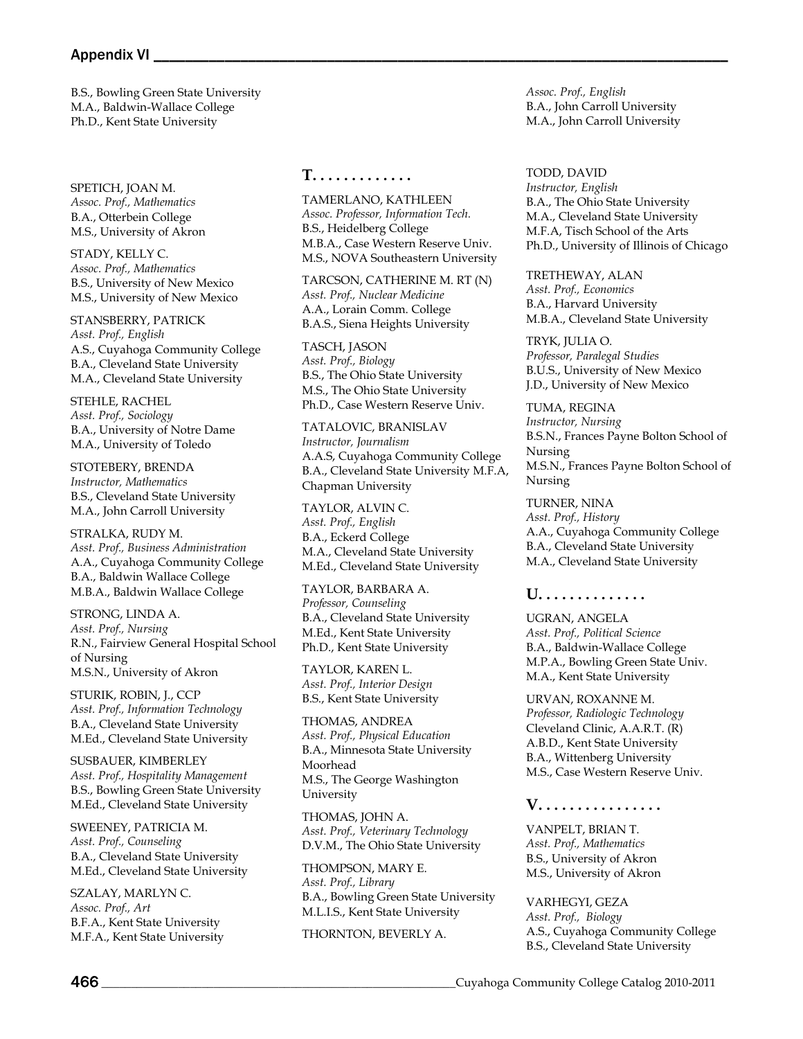B.S., Bowling Green State University
M.A., Baldwin-Wallace College
Ph.D., Kent State University

SPETICH, JOAN M.
*Assoc. Prof., Mathematics*
B.A., Otterbein College
M.S., University of Akron

STADY, KELLY C.
*Assoc. Prof., Mathematics*
B.S., University of New Mexico
M.S., University of New Mexico

STANSBERRY, PATRICK
*Asst. Prof., English*
A.S., Cuyahoga Community College
B.A., Cleveland State University
M.A., Cleveland State University

STEHLE, RACHEL
*Asst. Prof., Sociology*
B.A., University of Notre Dame
M.A., University of Toledo

STOTEBERY, BRENDA
*Instructor, Mathematics*
B.S., Cleveland State University
M.A., John Carroll University

STRALKA, RUDY M.
*Asst. Prof., Business Administration*
A.A., Cuyahoga Community College
B.A., Baldwin Wallace College
M.B.A., Baldwin Wallace College

STRONG, LINDA A.
*Asst. Prof., Nursing*
R.N., Fairview General Hospital School of Nursing
M.S.N., University of Akron

STURIK, ROBIN, J., CCP
*Asst. Prof., Information Technology*
B.A., Cleveland State University
M.Ed., Cleveland State University

SUSBAUER, KIMBERLEY
*Asst. Prof., Hospitality Management*
B.S., Bowling Green State University
M.Ed., Cleveland State University

SWEENEY, PATRICIA M.
*Asst. Prof., Counseling*
B.A., Cleveland State University
M.Ed., Cleveland State University

SZALAY, MARLYN C.
*Assoc. Prof., Art*
B.F.A., Kent State University
M.F.A., Kent State University

## T. . . . . . . . . . . . .

TAMERLANO, KATHLEEN
*Assoc. Professor, Information Tech.*
B.S., Heidelberg College
M.B.A., Case Western Reserve Univ.
M.S., NOVA Southeastern University

TARCSON, CATHERINE M. RT (N)
*Asst. Prof., Nuclear Medicine*
A.A., Lorain Comm. College
B.A.S., Siena Heights University

TASCH, JASON
*Asst. Prof., Biology*
B.S., The Ohio State University
M.S., The Ohio State University
Ph.D., Case Western Reserve Univ.

TATALOVIC, BRANISLAV
*Instructor, Journalism*
A.A.S, Cuyahoga Community College
B.A., Cleveland State University M.F.A, Chapman University

TAYLOR, ALVIN C.
*Asst. Prof., English*
B.A., Eckerd College
M.A., Cleveland State University
M.Ed., Cleveland State University

TAYLOR, BARBARA A.
*Professor, Counseling*
B.A., Cleveland State University
M.Ed., Kent State University
Ph.D., Kent State University

TAYLOR, KAREN L.
*Asst. Prof., Interior Design*
B.S., Kent State University

THOMAS, ANDREA
*Asst. Prof., Physical Education*
B.A., Minnesota State University Moorhead
M.S., The George Washington University

THOMAS, JOHN A.
*Asst. Prof., Veterinary Technology*
D.V.M., The Ohio State University

THOMPSON, MARY E.
*Asst. Prof., Library*
B.A., Bowling Green State University
M.L.I.S., Kent State University

THORNTON, BEVERLY A.
*Assoc. Prof., English*
B.A., John Carroll University
M.A., John Carroll University

TODD, DAVID
*Instructor, English*
B.A., The Ohio State University
M.A., Cleveland State University
M.F.A, Tisch School of the Arts
Ph.D., University of Illinois of Chicago

TRETHEWAY, ALAN
*Asst. Prof., Economics*
B.A., Harvard University
M.B.A., Cleveland State University

TRYK, JULIA O.
*Professor, Paralegal Studies*
B.U.S., University of New Mexico
J.D., University of New Mexico

TUMA, REGINA
*Instructor, Nursing*
B.S.N., Frances Payne Bolton School of Nursing
M.S.N., Frances Payne Bolton School of Nursing

TURNER, NINA
*Asst. Prof., History*
A.A., Cuyahoga Community College
B.A., Cleveland State University
M.A., Cleveland State University

## U. . . . . . . . . . . . . .

UGRAN, ANGELA
*Asst. Prof., Political Science*
B.A., Baldwin-Wallace College
M.P.A., Bowling Green State Univ.
M.A., Kent State University

URVAN, ROXANNE M.
*Professor, Radiologic Technology*
Cleveland Clinic, A.A.R.T. (R)
A.B.D., Kent State University
B.A., Wittenberg University
M.S., Case Western Reserve Univ.

## V. . . . . . . . . . . . . . . .

VANPELT, BRIAN T.
*Asst. Prof., Mathematics*
B.S., University of Akron
M.S., University of Akron

VARHEGYI, GEZA
*Asst. Prof., Biology*
A.S., Cuyahoga Community College
B.S., Cleveland State University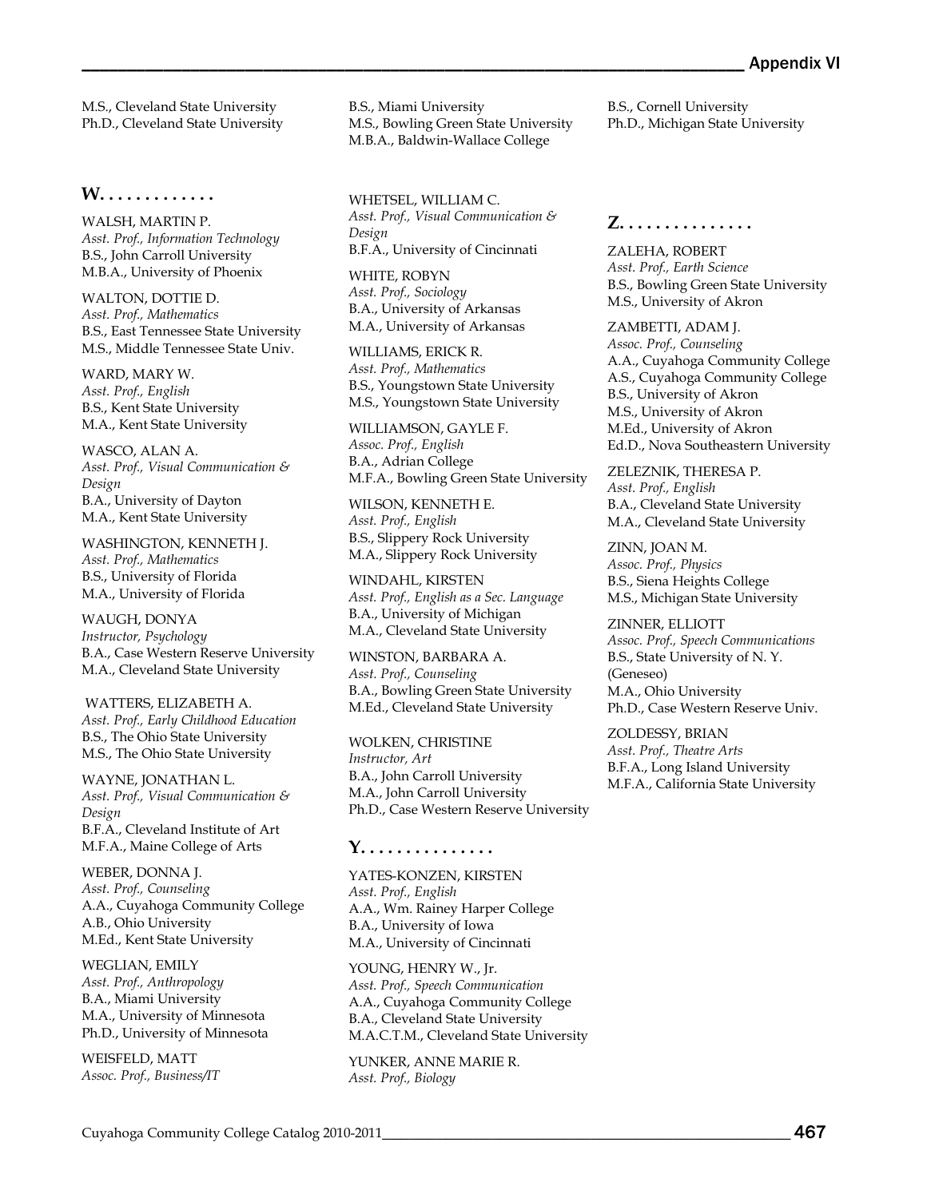M.S., Cleveland State University
Ph.D., Cleveland State University

## W. . . . . . . . . . . . .

WALSH, MARTIN P.
*Asst. Prof., Information Technology*
B.S., John Carroll University
M.B.A., University of Phoenix

WALTON, DOTTIE D.
*Asst. Prof., Mathematics*
B.S., East Tennessee State University
M.S., Middle Tennessee State Univ.

WARD, MARY W.
*Asst. Prof., English*
B.S., Kent State University
M.A., Kent State University

WASCO, ALAN A.
*Asst. Prof., Visual Communication & Design*
B.A., University of Dayton
M.A., Kent State University

WASHINGTON, KENNETH J.
*Asst. Prof., Mathematics*
B.S., University of Florida
M.A., University of Florida

WAUGH, DONYA
*Instructor, Psychology*
B.A., Case Western Reserve University
M.A., Cleveland State University

WATTERS, ELIZABETH A.
*Asst. Prof., Early Childhood Education*
B.S., The Ohio State University
M.S., The Ohio State University

WAYNE, JONATHAN L.
*Asst. Prof., Visual Communication & Design*
B.F.A., Cleveland Institute of Art
M.F.A., Maine College of Arts

WEBER, DONNA J.
*Asst. Prof., Counseling*
A.A., Cuyahoga Community College
A.B., Ohio University
M.Ed., Kent State University

WEGLIAN, EMILY
*Asst. Prof., Anthropology*
B.A., Miami University
M.A., University of Minnesota
Ph.D., University of Minnesota

WEISFELD, MATT
*Assoc. Prof., Business/IT*
B.S., Miami University
M.S., Bowling Green State University
M.B.A., Baldwin-Wallace College

WHETSEL, WILLIAM C.
*Asst. Prof., Visual Communication & Design*
B.F.A., University of Cincinnati

WHITE, ROBYN
*Asst. Prof., Sociology*
B.A., University of Arkansas
M.A., University of Arkansas

WILLIAMS, ERICK R.
*Asst. Prof., Mathematics*
B.S., Youngstown State University
M.S., Youngstown State University

WILLIAMSON, GAYLE F.
*Assoc. Prof., English*
B.A., Adrian College
M.F.A., Bowling Green State University

WILSON, KENNETH E.
*Asst. Prof., English*
B.S., Slippery Rock University
M.A., Slippery Rock University

WINDAHL, KIRSTEN
*Asst. Prof., English as a Sec. Language*
B.A., University of Michigan
M.A., Cleveland State University

WINSTON, BARBARA A.
*Asst. Prof., Counseling*
B.A., Bowling Green State University
M.Ed., Cleveland State University

WOLKEN, CHRISTINE
*Instructor, Art*
B.A., John Carroll University
M.A., John Carroll University
Ph.D., Case Western Reserve University

## Y. . . . . . . . . . . . . . .

YATES-KONZEN, KIRSTEN
*Asst. Prof., English*
A.A., Wm. Rainey Harper College
B.A., University of Iowa
M.A., University of Cincinnati

YOUNG, HENRY W., Jr.
*Asst. Prof., Speech Communication*
A.A., Cuyahoga Community College
B.A., Cleveland State University
M.A.C.T.M., Cleveland State University

YUNKER, ANNE MARIE R.
*Asst. Prof., Biology*
B.S., Cornell University
Ph.D., Michigan State University

## Z. . . . . . . . . . . . . . .

ZALEHA, ROBERT
*Asst. Prof., Earth Science*
B.S., Bowling Green State University
M.S., University of Akron

ZAMBETTI, ADAM J.
*Assoc. Prof., Counseling*
A.A., Cuyahoga Community College
A.S., Cuyahoga Community College
B.S., University of Akron
M.S., University of Akron
M.Ed., University of Akron
Ed.D., Nova Southeastern University

ZELEZNIK, THERESA P.
*Asst. Prof., English*
B.A., Cleveland State University
M.A., Cleveland State University

ZINN, JOAN M.
*Assoc. Prof., Physics*
B.S., Siena Heights College
M.S., Michigan State University

ZINNER, ELLIOTT
*Assoc. Prof., Speech Communications*
B.S., State University of N. Y. (Geneseo)
M.A., Ohio University
Ph.D., Case Western Reserve Univ.

ZOLDESSY, BRIAN
*Asst. Prof., Theatre Arts*
B.F.A., Long Island University
M.F.A., California State University